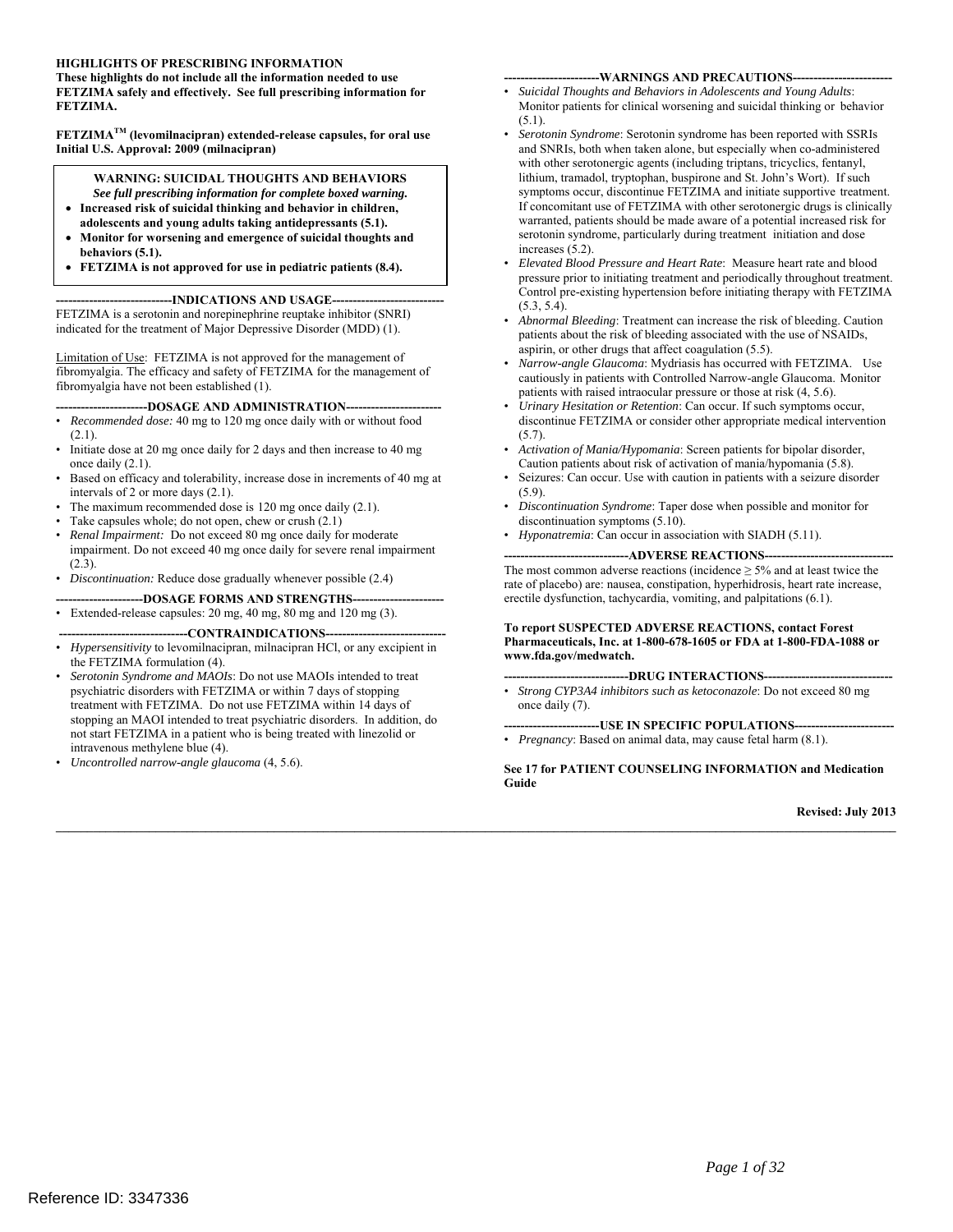**HIGHLIGHTS OF PRESCRIBING INFORMATION**
**These highlights do not include all the information needed to use FETZIMA safely and effectively. See full prescribing information for FETZIMA.**

**FETZIMA[TM] (levomilnacipran) extended-release capsules, for oral use**
**Initial U.S. Approval: 2009 (milnacipran)**

**WARNING: SUICIDAL THOUGHTS AND BEHAVIORS**
***See full prescribing information for complete boxed warning.***

- **Increased risk of suicidal thinking and behavior in children, adolescents and young adults taking antidepressants (5.1).**
- **Monitor for worsening and emergence of suicidal thoughts and behaviors (5.1).**
- **FETZIMA is not approved for use in pediatric patients (8.4).**

## INDICATIONS AND USAGE

FETZIMA is a serotonin and norepinephrine reuptake inhibitor (SNRI) indicated for the treatment of Major Depressive Disorder (MDD) (1).

Limitation of Use: FETZIMA is not approved for the management of fibromyalgia. The efficacy and safety of FETZIMA for the management of fibromyalgia have not been established (1).

## DOSAGE AND ADMINISTRATION

- *Recommended dose:* 40 mg to 120 mg once daily with or without food (2.1).
- Initiate dose at 20 mg once daily for 2 days and then increase to 40 mg once daily (2.1).
- Based on efficacy and tolerability, increase dose in increments of 40 mg at intervals of 2 or more days (2.1).
- The maximum recommended dose is 120 mg once daily (2.1).
- Take capsules whole; do not open, chew or crush (2.1)
- *Renal Impairment:* Do not exceed 80 mg once daily for moderate impairment. Do not exceed 40 mg once daily for severe renal impairment (2.3).
- *Discontinuation:* Reduce dose gradually whenever possible (2.4)

## DOSAGE FORMS AND STRENGTHS

- Extended-release capsules: 20 mg, 40 mg, 80 mg and 120 mg (3).

## CONTRAINDICATIONS

- *Hypersensitivity* to levomilnacipran, milnacipran HCl, or any excipient in the FETZIMA formulation (4).
- *Serotonin Syndrome and MAOIs*: Do not use MAOIs intended to treat psychiatric disorders with FETZIMA or within 7 days of stopping treatment with FETZIMA. Do not use FETZIMA within 14 days of stopping an MAOI intended to treat psychiatric disorders. In addition, do not start FETZIMA in a patient who is being treated with linezolid or intravenous methylene blue (4).
- *Uncontrolled narrow-angle glaucoma* (4, 5.6).

## WARNINGS AND PRECAUTIONS

- *Suicidal Thoughts and Behaviors in Adolescents and Young Adults*: Monitor patients for clinical worsening and suicidal thinking or behavior (5.1).
- *Serotonin Syndrome*: Serotonin syndrome has been reported with SSRIs and SNRIs, both when taken alone, but especially when co-administered with other serotonergic agents (including triptans, tricyclics, fentanyl, lithium, tramadol, tryptophan, buspirone and St. John's Wort). If such symptoms occur, discontinue FETZIMA and initiate supportive treatment. If concomitant use of FETZIMA with other serotonergic drugs is clinically warranted, patients should be made aware of a potential increased risk for serotonin syndrome, particularly during treatment initiation and dose increases (5.2).
- *Elevated Blood Pressure and Heart Rate*: Measure heart rate and blood pressure prior to initiating treatment and periodically throughout treatment. Control pre-existing hypertension before initiating therapy with FETZIMA (5.3, 5.4).
- *Abnormal Bleeding*: Treatment can increase the risk of bleeding. Caution patients about the risk of bleeding associated with the use of NSAIDs, aspirin, or other drugs that affect coagulation (5.5).
- *Narrow-angle Glaucoma*: Mydriasis has occurred with FETZIMA. Use cautiously in patients with Controlled Narrow-angle Glaucoma. Monitor patients with raised intraocular pressure or those at risk (4, 5.6).
- *Urinary Hesitation or Retention*: Can occur. If such symptoms occur, discontinue FETZIMA or consider other appropriate medical intervention (5.7).
- *Activation of Mania/Hypomania*: Screen patients for bipolar disorder, Caution patients about risk of activation of mania/hypomania (5.8).
- Seizures: Can occur. Use with caution in patients with a seizure disorder (5.9).
- *Discontinuation Syndrome*: Taper dose when possible and monitor for discontinuation symptoms (5.10).
- *Hyponatremia*: Can occur in association with SIADH (5.11).

## ADVERSE REACTIONS

The most common adverse reactions (incidence ≥ 5% and at least twice the rate of placebo) are: nausea, constipation, hyperhidrosis, heart rate increase, erectile dysfunction, tachycardia, vomiting, and palpitations (6.1).

**To report SUSPECTED ADVERSE REACTIONS, contact Forest Pharmaceuticals, Inc. at 1-800-678-1605 or FDA at 1-800-FDA-1088 or www.fda.gov/medwatch.**

## DRUG INTERACTIONS

- *Strong CYP3A4 inhibitors such as ketoconazole*: Do not exceed 80 mg once daily (7).

## USE IN SPECIFIC POPULATIONS

- *Pregnancy*: Based on animal data, may cause fetal harm (8.1).

**See 17 for PATIENT COUNSELING INFORMATION and Medication Guide**

**Revised: July 2013**

Reference ID: 3347336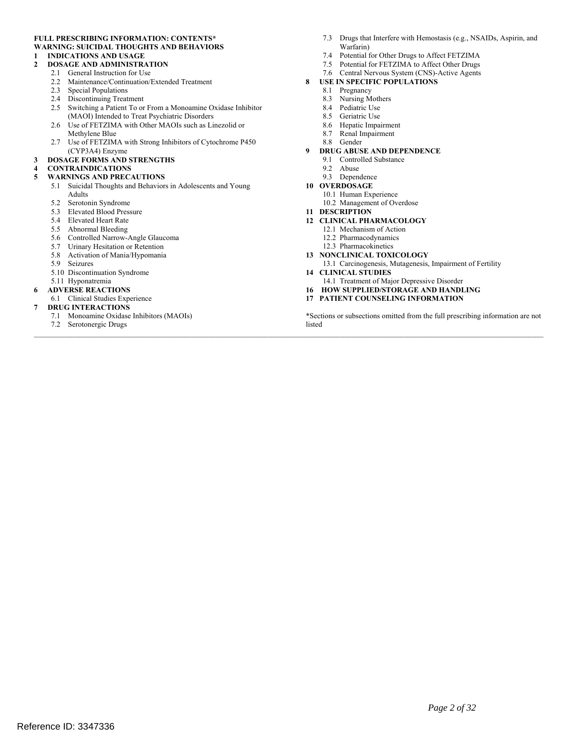**FULL PRESCRIBING INFORMATION: CONTENTS***

**WARNING: SUICIDAL THOUGHTS AND BEHAVIORS**

**1 INDICATIONS AND USAGE**

**2 DOSAGE AND ADMINISTRATION**

- 2.1 General Instruction for Use
- 2.2 Maintenance/Continuation/Extended Treatment
- 2.3 Special Populations
- 2.4 Discontinuing Treatment
- 2.5 Switching a Patient To or From a Monoamine Oxidase Inhibitor (MAOI) Intended to Treat Psychiatric Disorders
- 2.6 Use of FETZIMA with Other MAOIs such as Linezolid or Methylene Blue
- 2.7 Use of FETZIMA with Strong Inhibitors of Cytochrome P450 (CYP3A4) Enzyme

**3 DOSAGE FORMS AND STRENGTHS**

**4 CONTRAINDICATIONS**

**5 WARNINGS AND PRECAUTIONS**

- 5.1 Suicidal Thoughts and Behaviors in Adolescents and Young Adults
- 5.2 Serotonin Syndrome
- 5.3 Elevated Blood Pressure
- 5.4 Elevated Heart Rate
- 5.5 Abnormal Bleeding
- 5.6 Controlled Narrow-Angle Glaucoma
- 5.7 Urinary Hesitation or Retention
- 5.8 Activation of Mania/Hypomania
- 5.9 Seizures
- 5.10 Discontinuation Syndrome
- 5.11 Hyponatremia

**6 ADVERSE REACTIONS**

- 6.1 Clinical Studies Experience

**7 DRUG INTERACTIONS**

- 7.1 Monoamine Oxidase Inhibitors (MAOIs)
- 7.2 Serotonergic Drugs
- 7.3 Drugs that Interfere with Hemostasis (e.g., NSAIDs, Aspirin, and Warfarin)
- 7.4 Potential for Other Drugs to Affect FETZIMA
- 7.5 Potential for FETZIMA to Affect Other Drugs
- 7.6 Central Nervous System (CNS)-Active Agents

**8 USE IN SPECIFIC POPULATIONS**

- 8.1 Pregnancy
- 8.3 Nursing Mothers
- 8.4 Pediatric Use
- 8.5 Geriatric Use
- 8.6 Hepatic Impairment
- 8.7 Renal Impairment
- 8.8 Gender

**9 DRUG ABUSE AND DEPENDENCE**

- 9.1 Controlled Substance
- 9.2 Abuse
- 9.3 Dependence

**10 OVERDOSAGE**

- 10.1 Human Experience
- 10.2 Management of Overdose

**11 DESCRIPTION**

**12 CLINICAL PHARMACOLOGY**

- 12.1 Mechanism of Action
- 12.2 Pharmacodynamics
- 12.3 Pharmacokinetics

**13 NONCLINICAL TOXICOLOGY**

- 13.1 Carcinogenesis, Mutagenesis, Impairment of Fertility

**14 CLINICAL STUDIES**

- 14.1 Treatment of Major Depressive Disorder

**16 HOW SUPPLIED/STORAGE AND HANDLING**

**17 PATIENT COUNSELING INFORMATION**

*Sections or subsections omitted from the full prescribing information are not listed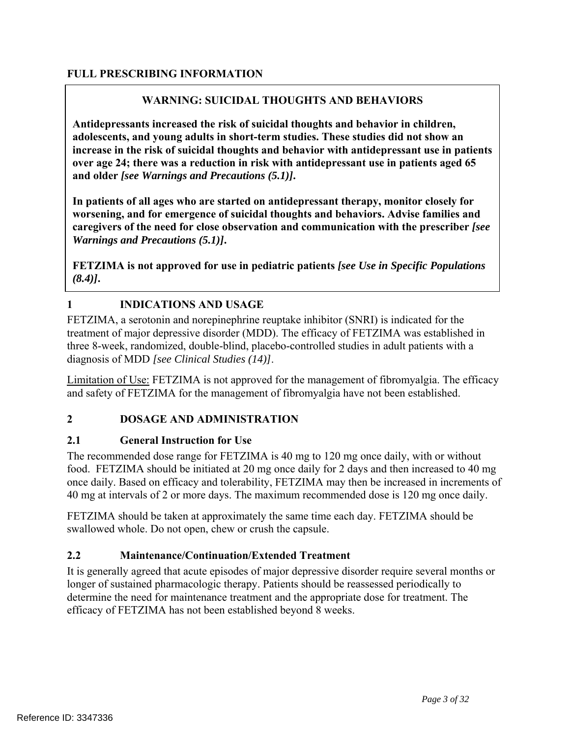## FULL PRESCRIBING INFORMATION

**WARNING: SUICIDAL THOUGHTS AND BEHAVIORS**

**Antidepressants increased the risk of suicidal thoughts and behavior in children, adolescents, and young adults in short-term studies. These studies did not show an increase in the risk of suicidal thoughts and behavior with antidepressant use in patients over age 24; there was a reduction in risk with antidepressant use in patients aged 65 and older *[see Warnings and Precautions (5.1)]*.**

**In patients of all ages who are started on antidepressant therapy, monitor closely for worsening, and for emergence of suicidal thoughts and behaviors. Advise families and caregivers of the need for close observation and communication with the prescriber *[see Warnings and Precautions (5.1)]*.**

**FETZIMA is not approved for use in pediatric patients *[see Use in Specific Populations (8.4)]*.**

### 1 INDICATIONS AND USAGE

FETZIMA, a serotonin and norepinephrine reuptake inhibitor (SNRI) is indicated for the treatment of major depressive disorder (MDD). The efficacy of FETZIMA was established in three 8-week, randomized, double-blind, placebo-controlled studies in adult patients with a diagnosis of MDD *[see Clinical Studies (14)]*.

Limitation of Use: FETZIMA is not approved for the management of fibromyalgia. The efficacy and safety of FETZIMA for the management of fibromyalgia have not been established.

### 2 DOSAGE AND ADMINISTRATION

#### 2.1 General Instruction for Use

The recommended dose range for FETZIMA is 40 mg to 120 mg once daily, with or without food. FETZIMA should be initiated at 20 mg once daily for 2 days and then increased to 40 mg once daily. Based on efficacy and tolerability, FETZIMA may then be increased in increments of 40 mg at intervals of 2 or more days. The maximum recommended dose is 120 mg once daily.

FETZIMA should be taken at approximately the same time each day. FETZIMA should be swallowed whole. Do not open, chew or crush the capsule.

#### 2.2 Maintenance/Continuation/Extended Treatment

It is generally agreed that acute episodes of major depressive disorder require several months or longer of sustained pharmacologic therapy. Patients should be reassessed periodically to determine the need for maintenance treatment and the appropriate dose for treatment. The efficacy of FETZIMA has not been established beyond 8 weeks.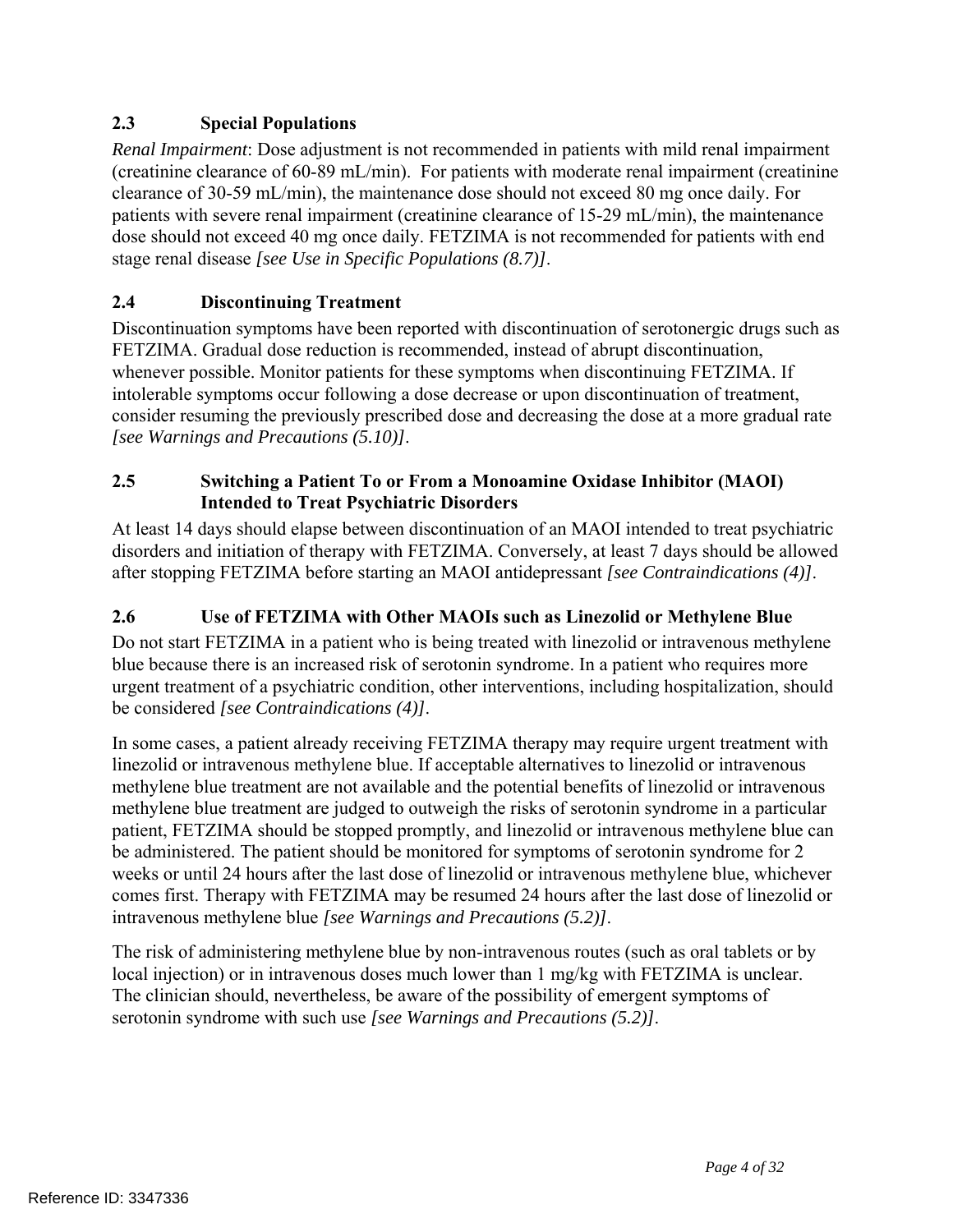### 2.3 Special Populations

*Renal Impairment*: Dose adjustment is not recommended in patients with mild renal impairment (creatinine clearance of 60-89 mL/min). For patients with moderate renal impairment (creatinine clearance of 30-59 mL/min), the maintenance dose should not exceed 80 mg once daily. For patients with severe renal impairment (creatinine clearance of 15-29 mL/min), the maintenance dose should not exceed 40 mg once daily. FETZIMA is not recommended for patients with end stage renal disease *[see Use in Specific Populations (8.7)]*.

### 2.4 Discontinuing Treatment

Discontinuation symptoms have been reported with discontinuation of serotonergic drugs such as FETZIMA. Gradual dose reduction is recommended, instead of abrupt discontinuation, whenever possible. Monitor patients for these symptoms when discontinuing FETZIMA. If intolerable symptoms occur following a dose decrease or upon discontinuation of treatment, consider resuming the previously prescribed dose and decreasing the dose at a more gradual rate *[see Warnings and Precautions (5.10)]*.

### 2.5 Switching a Patient To or From a Monoamine Oxidase Inhibitor (MAOI) Intended to Treat Psychiatric Disorders

At least 14 days should elapse between discontinuation of an MAOI intended to treat psychiatric disorders and initiation of therapy with FETZIMA. Conversely, at least 7 days should be allowed after stopping FETZIMA before starting an MAOI antidepressant *[see Contraindications (4)]*.

### 2.6 Use of FETZIMA with Other MAOIs such as Linezolid or Methylene Blue

Do not start FETZIMA in a patient who is being treated with linezolid or intravenous methylene blue because there is an increased risk of serotonin syndrome. In a patient who requires more urgent treatment of a psychiatric condition, other interventions, including hospitalization, should be considered *[see Contraindications (4)]*.

In some cases, a patient already receiving FETZIMA therapy may require urgent treatment with linezolid or intravenous methylene blue. If acceptable alternatives to linezolid or intravenous methylene blue treatment are not available and the potential benefits of linezolid or intravenous methylene blue treatment are judged to outweigh the risks of serotonin syndrome in a particular patient, FETZIMA should be stopped promptly, and linezolid or intravenous methylene blue can be administered. The patient should be monitored for symptoms of serotonin syndrome for 2 weeks or until 24 hours after the last dose of linezolid or intravenous methylene blue, whichever comes first. Therapy with FETZIMA may be resumed 24 hours after the last dose of linezolid or intravenous methylene blue *[see Warnings and Precautions (5.2)]*.

The risk of administering methylene blue by non-intravenous routes (such as oral tablets or by local injection) or in intravenous doses much lower than 1 mg/kg with FETZIMA is unclear. The clinician should, nevertheless, be aware of the possibility of emergent symptoms of serotonin syndrome with such use *[see Warnings and Precautions (5.2)]*.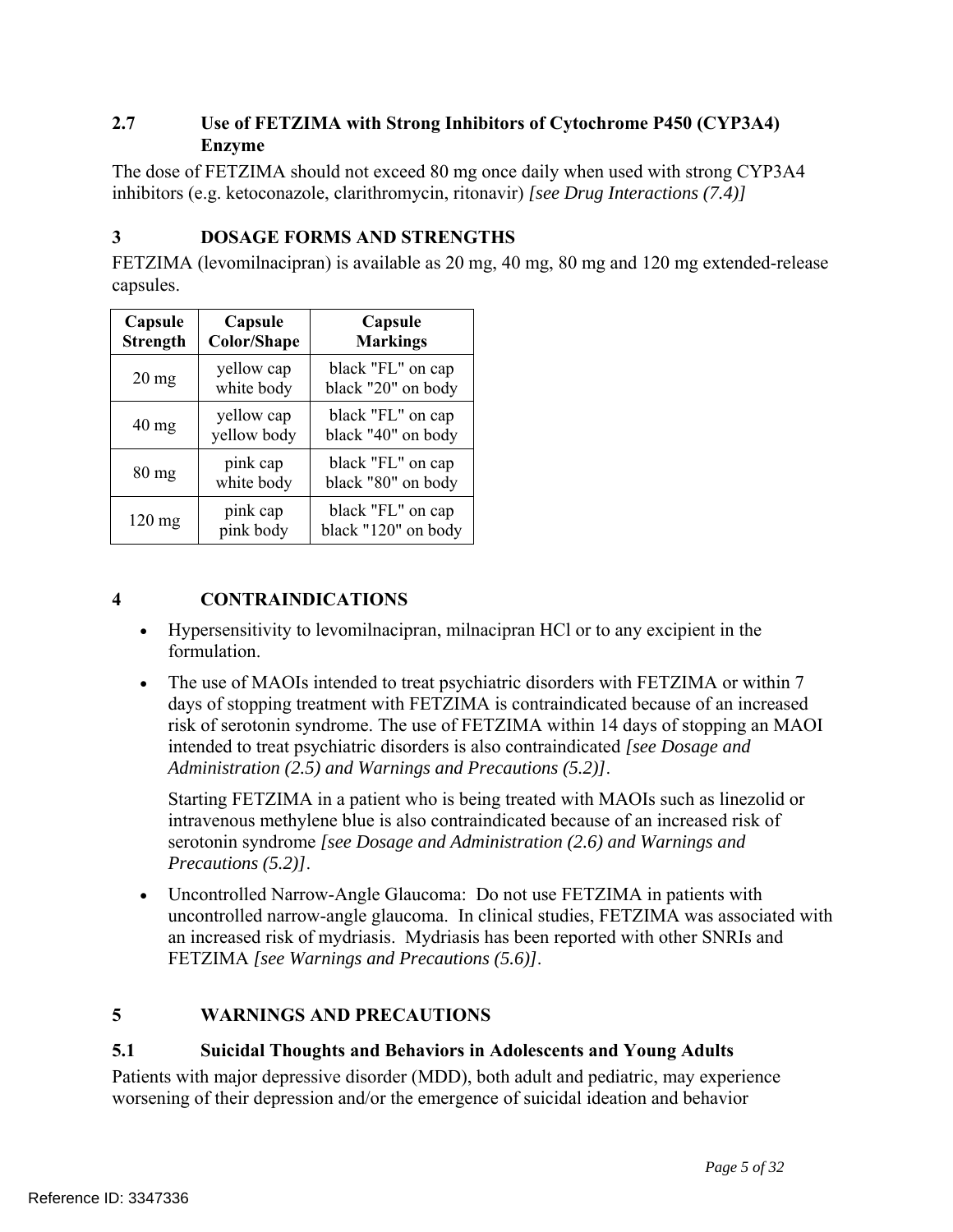## 2.7 Use of FETZIMA with Strong Inhibitors of Cytochrome P450 (CYP3A4) Enzyme

The dose of FETZIMA should not exceed 80 mg once daily when used with strong CYP3A4 inhibitors (e.g. ketoconazole, clarithromycin, ritonavir) *[see Drug Interactions (7.4)]*

# 3 DOSAGE FORMS AND STRENGTHS

FETZIMA (levomilnacipran) is available as 20 mg, 40 mg, 80 mg and 120 mg extended-release capsules.

| Capsule Strength | Capsule Color/Shape | Capsule Markings |
|---|---|---|
| 20 mg | yellow cap white body | black "FL" on cap black "20" on body |
| 40 mg | yellow cap yellow body | black "FL" on cap black "40" on body |
| 80 mg | pink cap white body | black "FL" on cap black "80" on body |
| 120 mg | pink cap pink body | black "FL" on cap black "120" on body |

# 4 CONTRAINDICATIONS

- Hypersensitivity to levomilnacipran, milnacipran HCl or to any excipient in the formulation.
- The use of MAOIs intended to treat psychiatric disorders with FETZIMA or within 7 days of stopping treatment with FETZIMA is contraindicated because of an increased risk of serotonin syndrome. The use of FETZIMA within 14 days of stopping an MAOI intended to treat psychiatric disorders is also contraindicated *[see Dosage and Administration (2.5) and Warnings and Precautions (5.2)]*.

  Starting FETZIMA in a patient who is being treated with MAOIs such as linezolid or intravenous methylene blue is also contraindicated because of an increased risk of serotonin syndrome *[see Dosage and Administration (2.6) and Warnings and Precautions (5.2)]*.
- Uncontrolled Narrow-Angle Glaucoma: Do not use FETZIMA in patients with uncontrolled narrow-angle glaucoma. In clinical studies, FETZIMA was associated with an increased risk of mydriasis. Mydriasis has been reported with other SNRIs and FETZIMA *[see Warnings and Precautions (5.6)]*.

# 5 WARNINGS AND PRECAUTIONS

## 5.1 Suicidal Thoughts and Behaviors in Adolescents and Young Adults

Patients with major depressive disorder (MDD), both adult and pediatric, may experience worsening of their depression and/or the emergence of suicidal ideation and behavior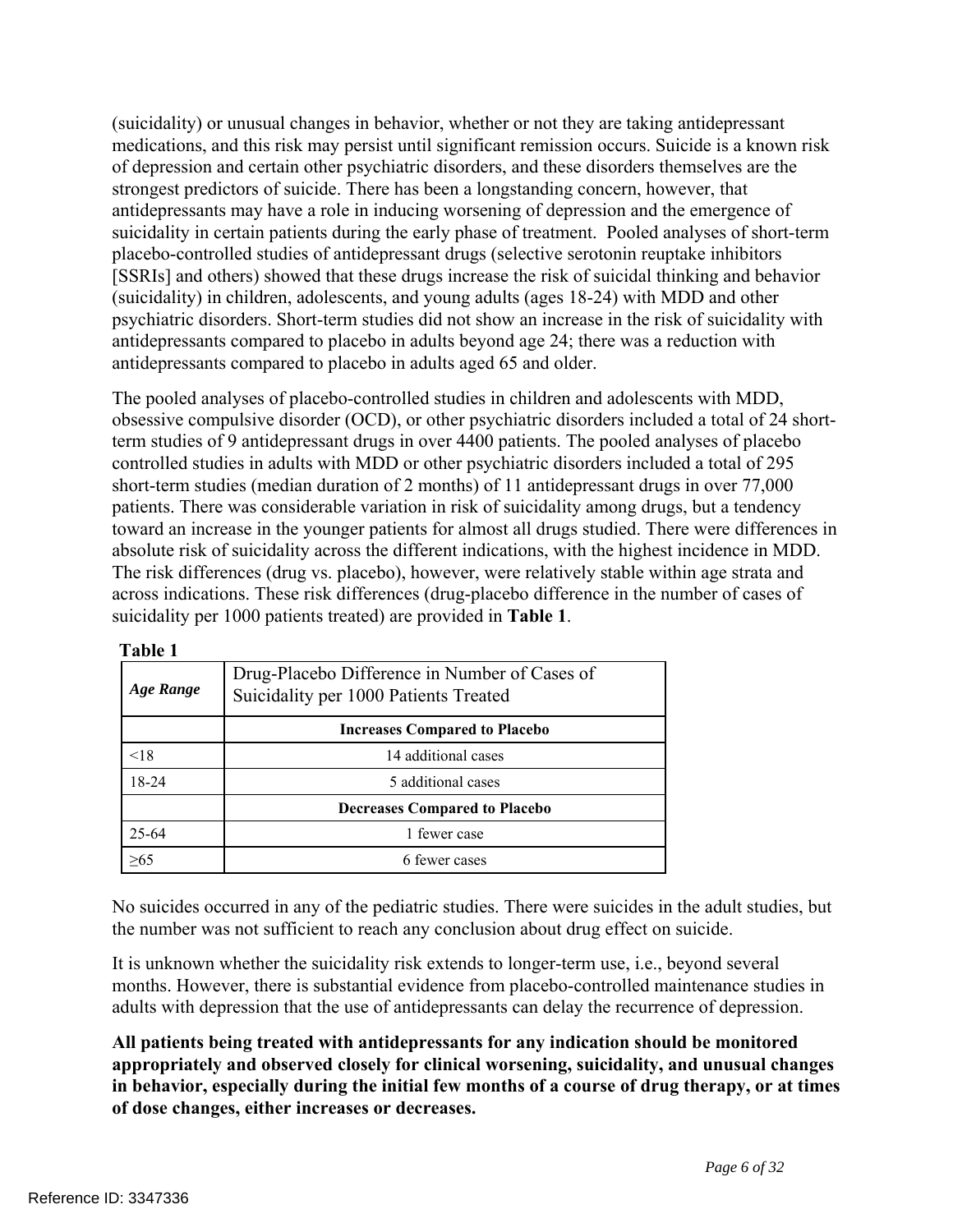(suicidality) or unusual changes in behavior, whether or not they are taking antidepressant medications, and this risk may persist until significant remission occurs. Suicide is a known risk of depression and certain other psychiatric disorders, and these disorders themselves are the strongest predictors of suicide. There has been a longstanding concern, however, that antidepressants may have a role in inducing worsening of depression and the emergence of suicidality in certain patients during the early phase of treatment. Pooled analyses of short-term placebo-controlled studies of antidepressant drugs (selective serotonin reuptake inhibitors [SSRIs] and others) showed that these drugs increase the risk of suicidal thinking and behavior (suicidality) in children, adolescents, and young adults (ages 18-24) with MDD and other psychiatric disorders. Short-term studies did not show an increase in the risk of suicidality with antidepressants compared to placebo in adults beyond age 24; there was a reduction with antidepressants compared to placebo in adults aged 65 and older.

The pooled analyses of placebo-controlled studies in children and adolescents with MDD, obsessive compulsive disorder (OCD), or other psychiatric disorders included a total of 24 short-term studies of 9 antidepressant drugs in over 4400 patients. The pooled analyses of placebo controlled studies in adults with MDD or other psychiatric disorders included a total of 295 short-term studies (median duration of 2 months) of 11 antidepressant drugs in over 77,000 patients. There was considerable variation in risk of suicidality among drugs, but a tendency toward an increase in the younger patients for almost all drugs studied. There were differences in absolute risk of suicidality across the different indications, with the highest incidence in MDD. The risk differences (drug vs. placebo), however, were relatively stable within age strata and across indications. These risk differences (drug-placebo difference in the number of cases of suicidality per 1000 patients treated) are provided in **Table 1**.

**Table 1**

| *Age Range* | Drug-Placebo Difference in Number of Cases of Suicidality per 1000 Patients Treated |
|---|---|
| | **Increases Compared to Placebo** |
| <18 | 14 additional cases |
| 18-24 | 5 additional cases |
| | **Decreases Compared to Placebo** |
| 25-64 | 1 fewer case |
| ≥65 | 6 fewer cases |

No suicides occurred in any of the pediatric studies. There were suicides in the adult studies, but the number was not sufficient to reach any conclusion about drug effect on suicide.

It is unknown whether the suicidality risk extends to longer-term use, i.e., beyond several months. However, there is substantial evidence from placebo-controlled maintenance studies in adults with depression that the use of antidepressants can delay the recurrence of depression.

**All patients being treated with antidepressants for any indication should be monitored appropriately and observed closely for clinical worsening, suicidality, and unusual changes in behavior, especially during the initial few months of a course of drug therapy, or at times of dose changes, either increases or decreases.**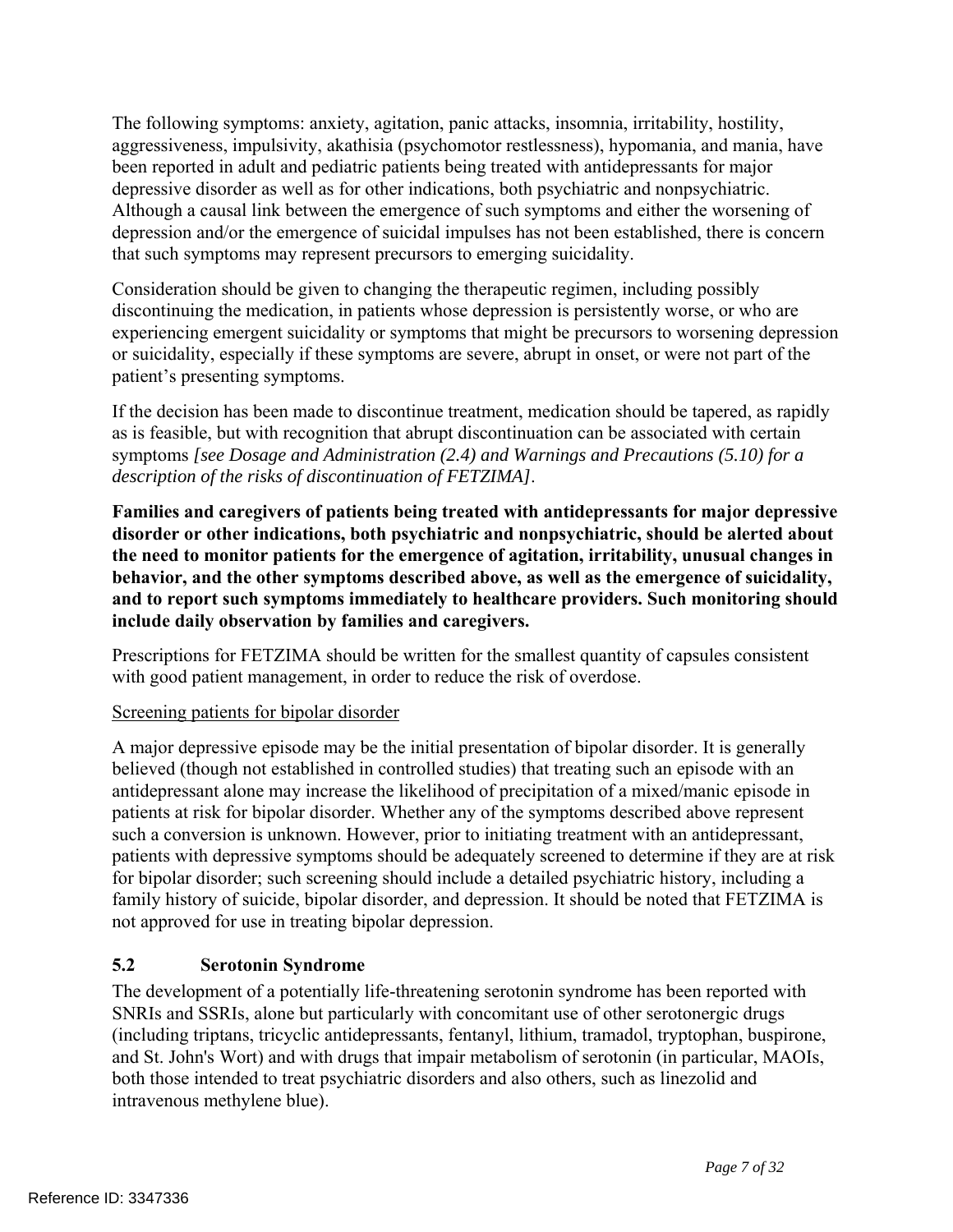The following symptoms: anxiety, agitation, panic attacks, insomnia, irritability, hostility, aggressiveness, impulsivity, akathisia (psychomotor restlessness), hypomania, and mania, have been reported in adult and pediatric patients being treated with antidepressants for major depressive disorder as well as for other indications, both psychiatric and nonpsychiatric. Although a causal link between the emergence of such symptoms and either the worsening of depression and/or the emergence of suicidal impulses has not been established, there is concern that such symptoms may represent precursors to emerging suicidality.

Consideration should be given to changing the therapeutic regimen, including possibly discontinuing the medication, in patients whose depression is persistently worse, or who are experiencing emergent suicidality or symptoms that might be precursors to worsening depression or suicidality, especially if these symptoms are severe, abrupt in onset, or were not part of the patient's presenting symptoms.

If the decision has been made to discontinue treatment, medication should be tapered, as rapidly as is feasible, but with recognition that abrupt discontinuation can be associated with certain symptoms *[see Dosage and Administration (2.4) and Warnings and Precautions (5.10) for a description of the risks of discontinuation of FETZIMA]*.

**Families and caregivers of patients being treated with antidepressants for major depressive disorder or other indications, both psychiatric and nonpsychiatric, should be alerted about the need to monitor patients for the emergence of agitation, irritability, unusual changes in behavior, and the other symptoms described above, as well as the emergence of suicidality, and to report such symptoms immediately to healthcare providers. Such monitoring should include daily observation by families and caregivers.**

Prescriptions for FETZIMA should be written for the smallest quantity of capsules consistent with good patient management, in order to reduce the risk of overdose.

<u>Screening patients for bipolar disorder</u>

A major depressive episode may be the initial presentation of bipolar disorder. It is generally believed (though not established in controlled studies) that treating such an episode with an antidepressant alone may increase the likelihood of precipitation of a mixed/manic episode in patients at risk for bipolar disorder. Whether any of the symptoms described above represent such a conversion is unknown. However, prior to initiating treatment with an antidepressant, patients with depressive symptoms should be adequately screened to determine if they are at risk for bipolar disorder; such screening should include a detailed psychiatric history, including a family history of suicide, bipolar disorder, and depression. It should be noted that FETZIMA is not approved for use in treating bipolar depression.

### 5.2 Serotonin Syndrome

The development of a potentially life-threatening serotonin syndrome has been reported with SNRIs and SSRIs, alone but particularly with concomitant use of other serotonergic drugs (including triptans, tricyclic antidepressants, fentanyl, lithium, tramadol, tryptophan, buspirone, and St. John's Wort) and with drugs that impair metabolism of serotonin (in particular, MAOIs, both those intended to treat psychiatric disorders and also others, such as linezolid and intravenous methylene blue).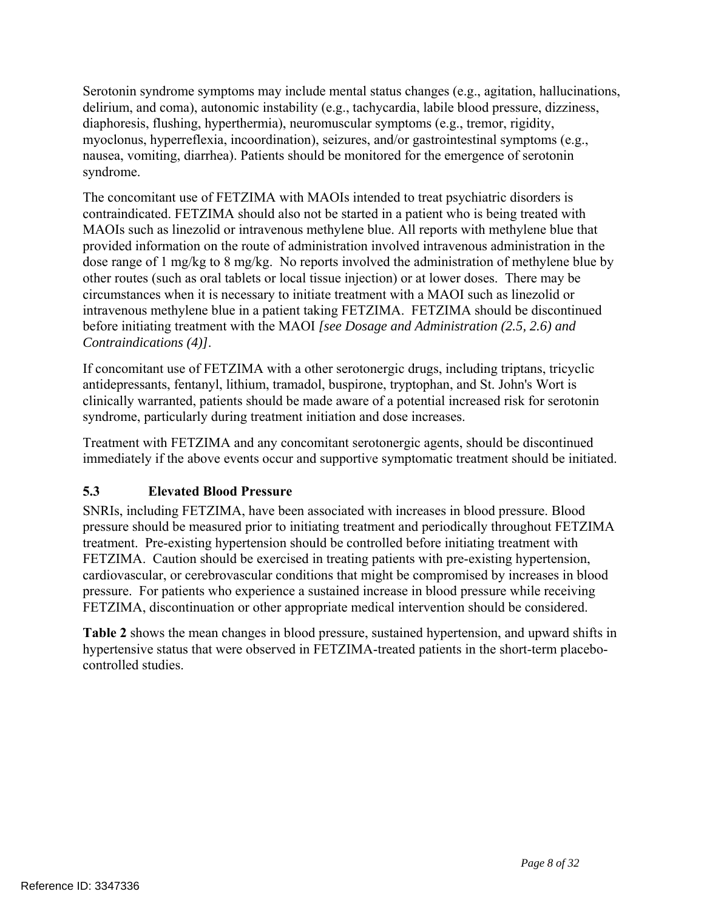Serotonin syndrome symptoms may include mental status changes (e.g., agitation, hallucinations, delirium, and coma), autonomic instability (e.g., tachycardia, labile blood pressure, dizziness, diaphoresis, flushing, hyperthermia), neuromuscular symptoms (e.g., tremor, rigidity, myoclonus, hyperreflexia, incoordination), seizures, and/or gastrointestinal symptoms (e.g., nausea, vomiting, diarrhea). Patients should be monitored for the emergence of serotonin syndrome.

The concomitant use of FETZIMA with MAOIs intended to treat psychiatric disorders is contraindicated. FETZIMA should also not be started in a patient who is being treated with MAOIs such as linezolid or intravenous methylene blue. All reports with methylene blue that provided information on the route of administration involved intravenous administration in the dose range of 1 mg/kg to 8 mg/kg. No reports involved the administration of methylene blue by other routes (such as oral tablets or local tissue injection) or at lower doses. There may be circumstances when it is necessary to initiate treatment with a MAOI such as linezolid or intravenous methylene blue in a patient taking FETZIMA. FETZIMA should be discontinued before initiating treatment with the MAOI *[see Dosage and Administration (2.5, 2.6) and Contraindications (4)]*.

If concomitant use of FETZIMA with a other serotonergic drugs, including triptans, tricyclic antidepressants, fentanyl, lithium, tramadol, buspirone, tryptophan, and St. John's Wort is clinically warranted, patients should be made aware of a potential increased risk for serotonin syndrome, particularly during treatment initiation and dose increases.

Treatment with FETZIMA and any concomitant serotonergic agents, should be discontinued immediately if the above events occur and supportive symptomatic treatment should be initiated.

### 5.3 Elevated Blood Pressure

SNRIs, including FETZIMA, have been associated with increases in blood pressure. Blood pressure should be measured prior to initiating treatment and periodically throughout FETZIMA treatment. Pre-existing hypertension should be controlled before initiating treatment with FETZIMA. Caution should be exercised in treating patients with pre-existing hypertension, cardiovascular, or cerebrovascular conditions that might be compromised by increases in blood pressure. For patients who experience a sustained increase in blood pressure while receiving FETZIMA, discontinuation or other appropriate medical intervention should be considered.

**Table 2** shows the mean changes in blood pressure, sustained hypertension, and upward shifts in hypertensive status that were observed in FETZIMA-treated patients in the short-term placebo-controlled studies.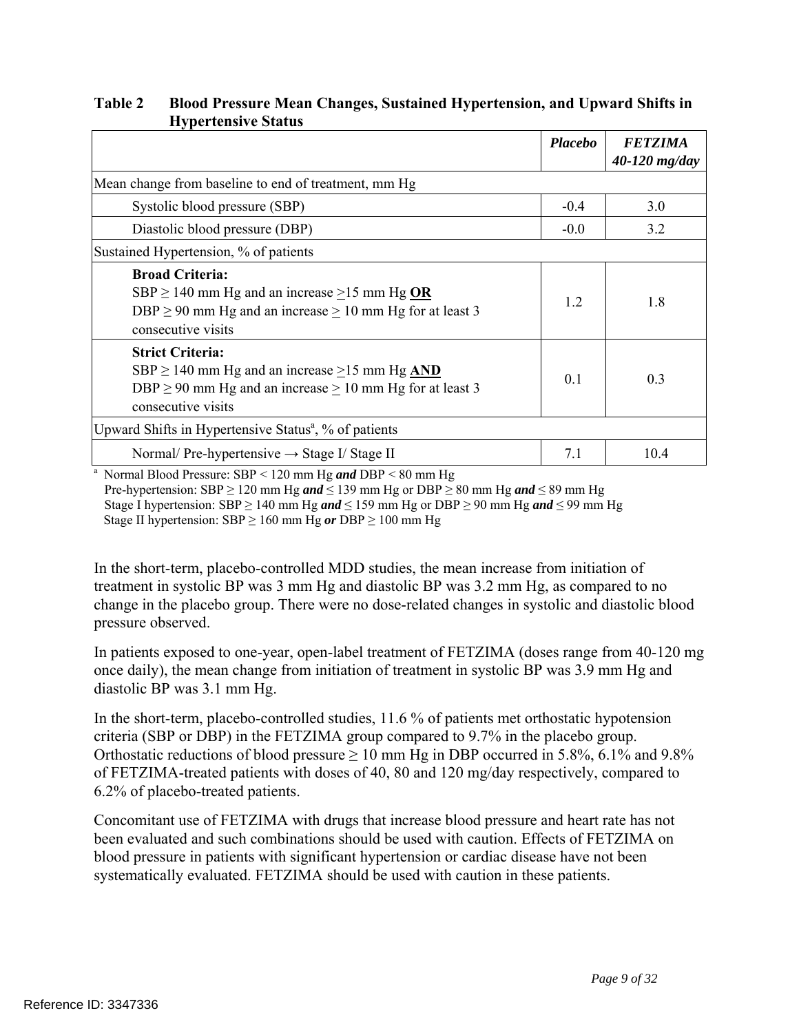**Table 2 Blood Pressure Mean Changes, Sustained Hypertension, and Upward Shifts in Hypertensive Status**

| | *Placebo* | *FETZIMA 40-120 mg/day* |
|---|---|---|
| Mean change from baseline to end of treatment, mm Hg | | |
| Systolic blood pressure (SBP) | -0.4 | 3.0 |
| Diastolic blood pressure (DBP) | -0.0 | 3.2 |
| Sustained Hypertension, % of patients | | |
| **Broad Criteria:** SBP ≥ 140 mm Hg and an increase ≥15 mm Hg **OR** DBP ≥ 90 mm Hg and an increase ≥ 10 mm Hg for at least 3 consecutive visits | 1.2 | 1.8 |
| **Strict Criteria:** SBP ≥ 140 mm Hg and an increase ≥15 mm Hg **AND** DBP ≥ 90 mm Hg and an increase ≥ 10 mm Hg for at least 3 consecutive visits | 0.1 | 0.3 |
| Upward Shifts in Hypertensive Status[a], % of patients | | |
| Normal/ Pre-hypertensive → Stage I/ Stage II | 7.1 | 10.4 |

[a] Normal Blood Pressure: SBP < 120 mm Hg ***and*** DBP < 80 mm Hg
Pre-hypertension: SBP ≥ 120 mm Hg ***and*** ≤ 139 mm Hg or DBP ≥ 80 mm Hg ***and*** ≤ 89 mm Hg
Stage I hypertension: SBP ≥ 140 mm Hg ***and*** ≤ 159 mm Hg or DBP ≥ 90 mm Hg ***and*** ≤ 99 mm Hg
Stage II hypertension: SBP ≥ 160 mm Hg ***or*** DBP ≥ 100 mm Hg

In the short-term, placebo-controlled MDD studies, the mean increase from initiation of treatment in systolic BP was 3 mm Hg and diastolic BP was 3.2 mm Hg, as compared to no change in the placebo group. There were no dose-related changes in systolic and diastolic blood pressure observed.

In patients exposed to one-year, open-label treatment of FETZIMA (doses range from 40-120 mg once daily), the mean change from initiation of treatment in systolic BP was 3.9 mm Hg and diastolic BP was 3.1 mm Hg.

In the short-term, placebo-controlled studies, 11.6 % of patients met orthostatic hypotension criteria (SBP or DBP) in the FETZIMA group compared to 9.7% in the placebo group. Orthostatic reductions of blood pressure ≥ 10 mm Hg in DBP occurred in 5.8%, 6.1% and 9.8% of FETZIMA-treated patients with doses of 40, 80 and 120 mg/day respectively, compared to 6.2% of placebo-treated patients.

Concomitant use of FETZIMA with drugs that increase blood pressure and heart rate has not been evaluated and such combinations should be used with caution. Effects of FETZIMA on blood pressure in patients with significant hypertension or cardiac disease have not been systematically evaluated. FETZIMA should be used with caution in these patients.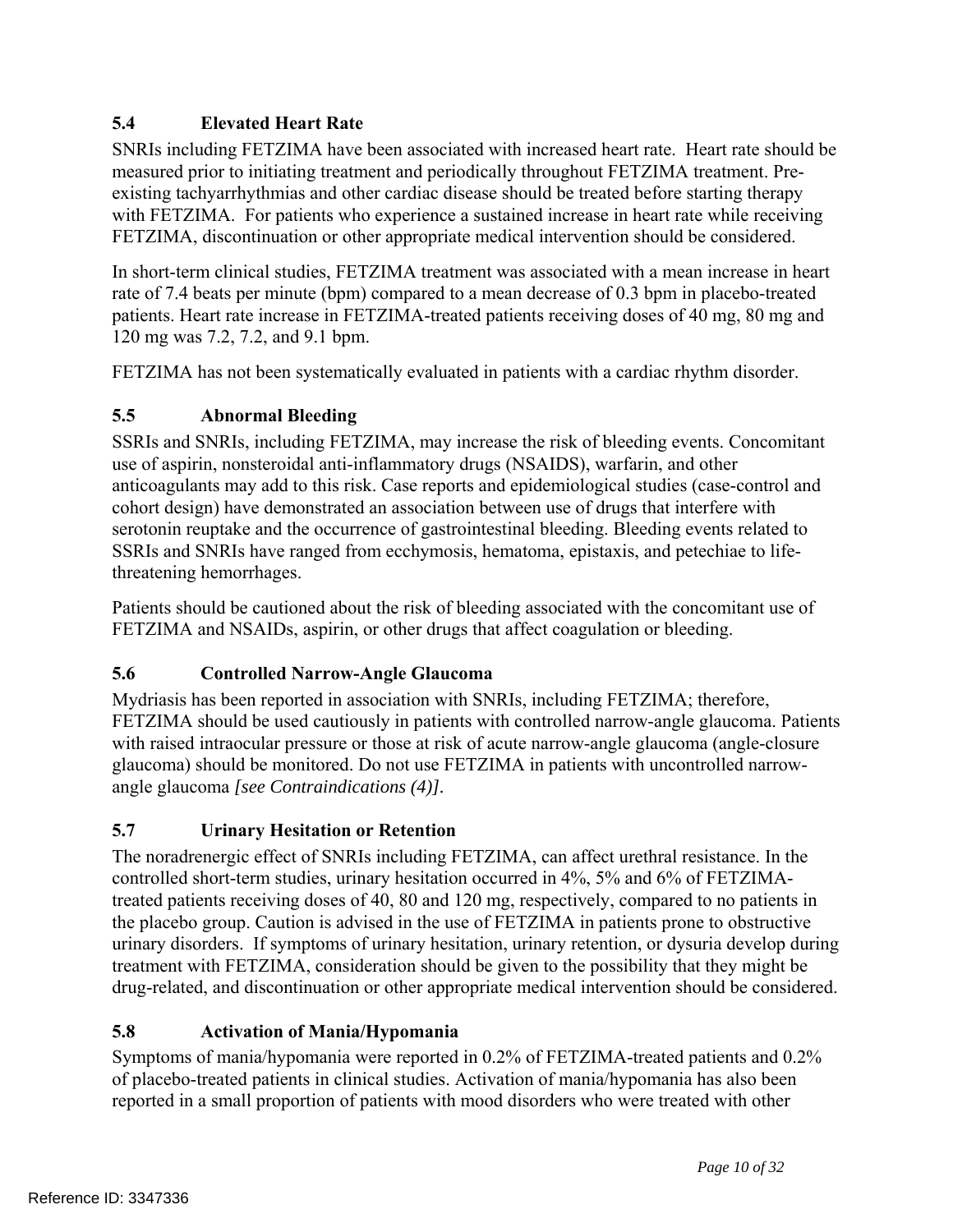### 5.4 Elevated Heart Rate

SNRIs including FETZIMA have been associated with increased heart rate. Heart rate should be measured prior to initiating treatment and periodically throughout FETZIMA treatment. Pre-existing tachyarrhythmias and other cardiac disease should be treated before starting therapy with FETZIMA. For patients who experience a sustained increase in heart rate while receiving FETZIMA, discontinuation or other appropriate medical intervention should be considered.

In short-term clinical studies, FETZIMA treatment was associated with a mean increase in heart rate of 7.4 beats per minute (bpm) compared to a mean decrease of 0.3 bpm in placebo-treated patients. Heart rate increase in FETZIMA-treated patients receiving doses of 40 mg, 80 mg and 120 mg was 7.2, 7.2, and 9.1 bpm.

FETZIMA has not been systematically evaluated in patients with a cardiac rhythm disorder.

### 5.5 Abnormal Bleeding

SSRIs and SNRIs, including FETZIMA, may increase the risk of bleeding events. Concomitant use of aspirin, nonsteroidal anti-inflammatory drugs (NSAIDS), warfarin, and other anticoagulants may add to this risk. Case reports and epidemiological studies (case-control and cohort design) have demonstrated an association between use of drugs that interfere with serotonin reuptake and the occurrence of gastrointestinal bleeding. Bleeding events related to SSRIs and SNRIs have ranged from ecchymosis, hematoma, epistaxis, and petechiae to life-threatening hemorrhages.

Patients should be cautioned about the risk of bleeding associated with the concomitant use of FETZIMA and NSAIDs, aspirin, or other drugs that affect coagulation or bleeding.

### 5.6 Controlled Narrow-Angle Glaucoma

Mydriasis has been reported in association with SNRIs, including FETZIMA; therefore, FETZIMA should be used cautiously in patients with controlled narrow-angle glaucoma. Patients with raised intraocular pressure or those at risk of acute narrow-angle glaucoma (angle-closure glaucoma) should be monitored. Do not use FETZIMA in patients with uncontrolled narrow-angle glaucoma *[see Contraindications (4)].*

### 5.7 Urinary Hesitation or Retention

The noradrenergic effect of SNRIs including FETZIMA, can affect urethral resistance. In the controlled short-term studies, urinary hesitation occurred in 4%, 5% and 6% of FETZIMA-treated patients receiving doses of 40, 80 and 120 mg, respectively, compared to no patients in the placebo group. Caution is advised in the use of FETZIMA in patients prone to obstructive urinary disorders. If symptoms of urinary hesitation, urinary retention, or dysuria develop during treatment with FETZIMA, consideration should be given to the possibility that they might be drug-related, and discontinuation or other appropriate medical intervention should be considered.

### 5.8 Activation of Mania/Hypomania

Symptoms of mania/hypomania were reported in 0.2% of FETZIMA-treated patients and 0.2% of placebo-treated patients in clinical studies. Activation of mania/hypomania has also been reported in a small proportion of patients with mood disorders who were treated with other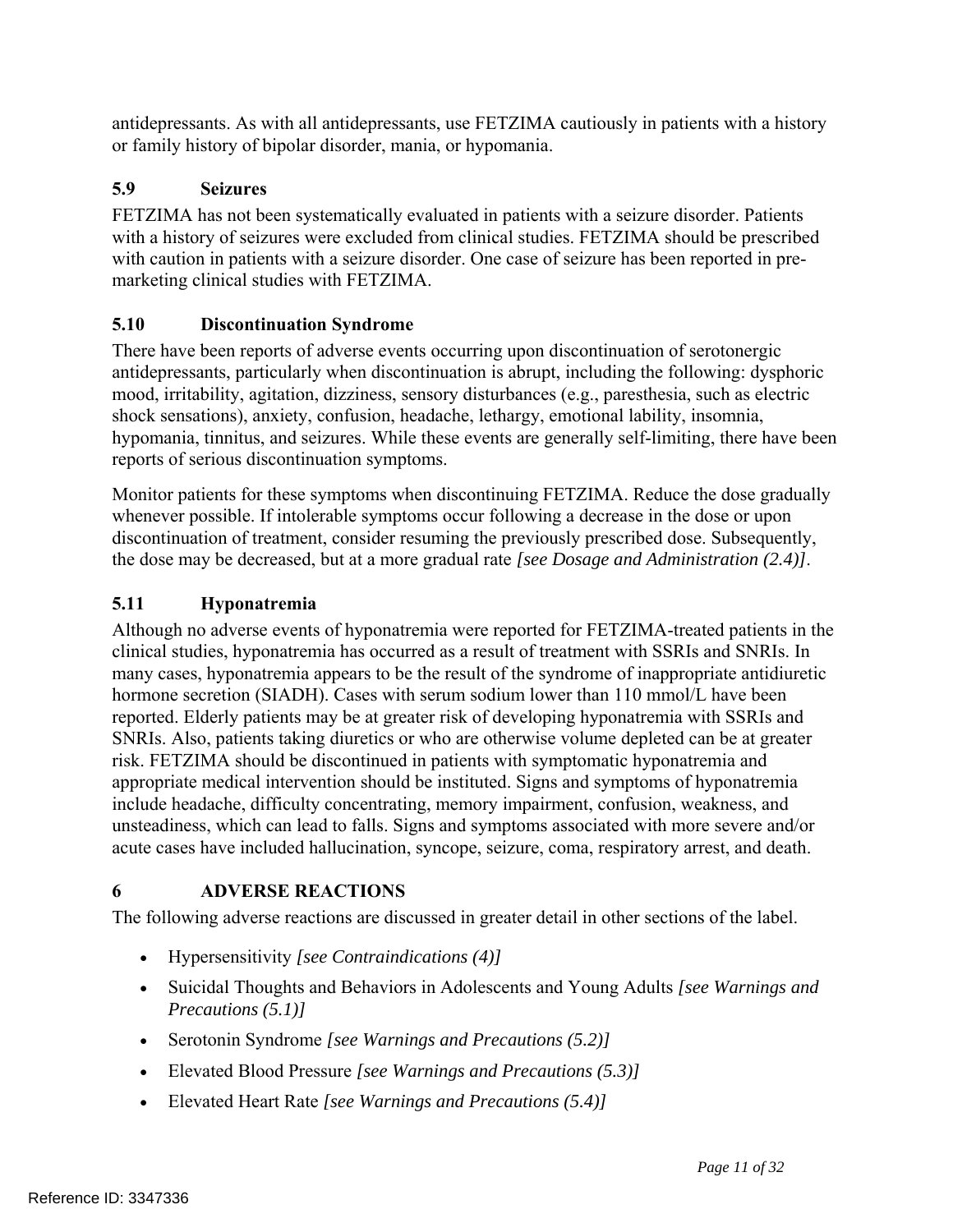antidepressants. As with all antidepressants, use FETZIMA cautiously in patients with a history or family history of bipolar disorder, mania, or hypomania.

### 5.9 Seizures

FETZIMA has not been systematically evaluated in patients with a seizure disorder. Patients with a history of seizures were excluded from clinical studies. FETZIMA should be prescribed with caution in patients with a seizure disorder. One case of seizure has been reported in pre-marketing clinical studies with FETZIMA.

### 5.10 Discontinuation Syndrome

There have been reports of adverse events occurring upon discontinuation of serotonergic antidepressants, particularly when discontinuation is abrupt, including the following: dysphoric mood, irritability, agitation, dizziness, sensory disturbances (e.g., paresthesia, such as electric shock sensations), anxiety, confusion, headache, lethargy, emotional lability, insomnia, hypomania, tinnitus, and seizures. While these events are generally self-limiting, there have been reports of serious discontinuation symptoms.

Monitor patients for these symptoms when discontinuing FETZIMA. Reduce the dose gradually whenever possible. If intolerable symptoms occur following a decrease in the dose or upon discontinuation of treatment, consider resuming the previously prescribed dose. Subsequently, the dose may be decreased, but at a more gradual rate *[see Dosage and Administration (2.4)]*.

### 5.11 Hyponatremia

Although no adverse events of hyponatremia were reported for FETZIMA-treated patients in the clinical studies, hyponatremia has occurred as a result of treatment with SSRIs and SNRIs. In many cases, hyponatremia appears to be the result of the syndrome of inappropriate antidiuretic hormone secretion (SIADH). Cases with serum sodium lower than 110 mmol/L have been reported. Elderly patients may be at greater risk of developing hyponatremia with SSRIs and SNRIs. Also, patients taking diuretics or who are otherwise volume depleted can be at greater risk. FETZIMA should be discontinued in patients with symptomatic hyponatremia and appropriate medical intervention should be instituted. Signs and symptoms of hyponatremia include headache, difficulty concentrating, memory impairment, confusion, weakness, and unsteadiness, which can lead to falls. Signs and symptoms associated with more severe and/or acute cases have included hallucination, syncope, seizure, coma, respiratory arrest, and death.

## 6 ADVERSE REACTIONS

The following adverse reactions are discussed in greater detail in other sections of the label.

- Hypersensitivity *[see Contraindications (4)]*
- Suicidal Thoughts and Behaviors in Adolescents and Young Adults *[see Warnings and Precautions (5.1)]*
- Serotonin Syndrome *[see Warnings and Precautions (5.2)]*
- Elevated Blood Pressure *[see Warnings and Precautions (5.3)]*
- Elevated Heart Rate *[see Warnings and Precautions (5.4)]*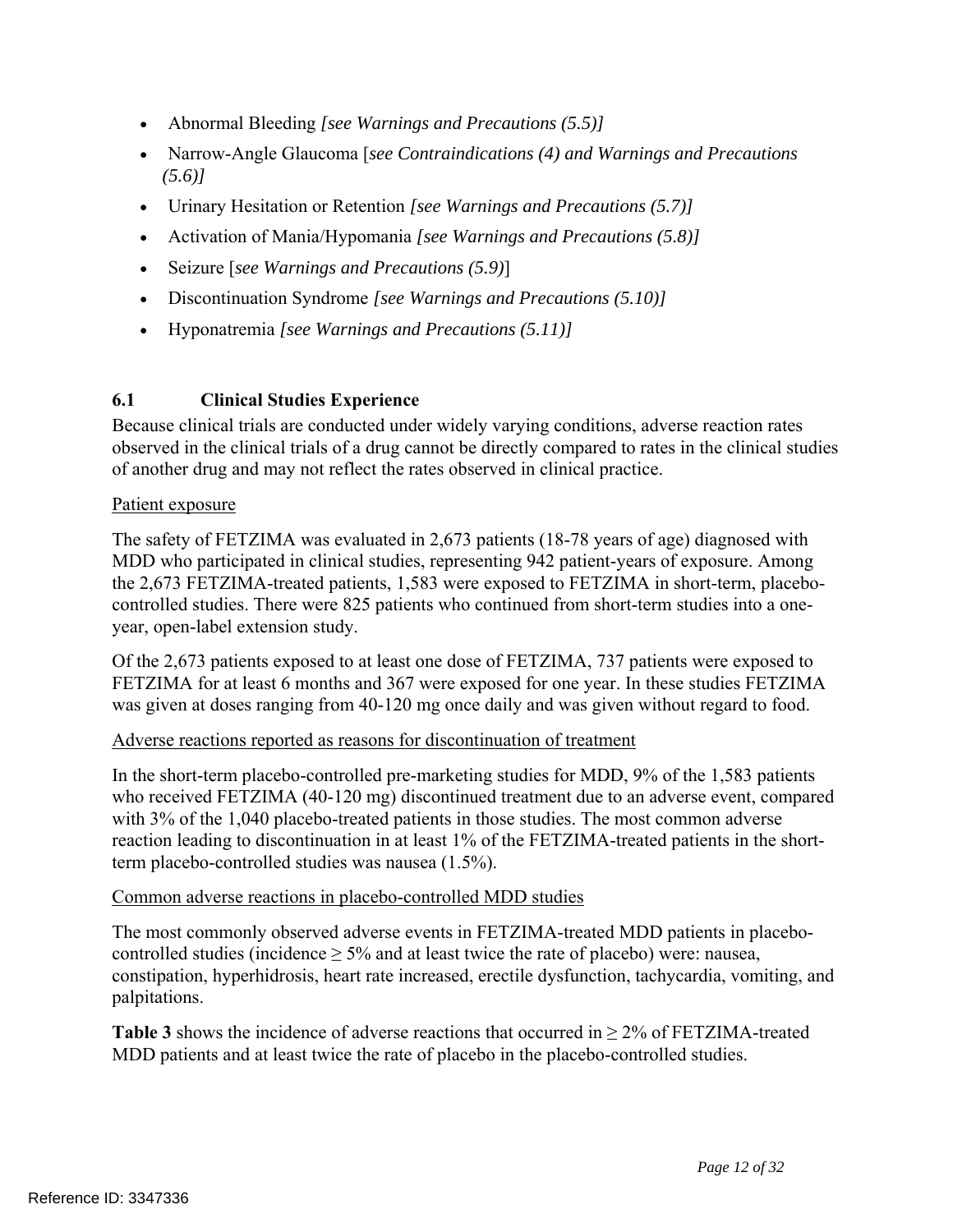- Abnormal Bleeding *[see Warnings and Precautions (5.5)]*
- Narrow-Angle Glaucoma [*see Contraindications (4) and Warnings and Precautions (5.6)]*
- Urinary Hesitation or Retention *[see Warnings and Precautions (5.7)]*
- Activation of Mania/Hypomania *[see Warnings and Precautions (5.8)]*
- Seizure [*see Warnings and Precautions (5.9)*]
- Discontinuation Syndrome *[see Warnings and Precautions (5.10)]*
- Hyponatremia *[see Warnings and Precautions (5.11)]*

### 6.1 Clinical Studies Experience

Because clinical trials are conducted under widely varying conditions, adverse reaction rates observed in the clinical trials of a drug cannot be directly compared to rates in the clinical studies of another drug and may not reflect the rates observed in clinical practice.

Patient exposure

The safety of FETZIMA was evaluated in 2,673 patients (18-78 years of age) diagnosed with MDD who participated in clinical studies, representing 942 patient-years of exposure. Among the 2,673 FETZIMA-treated patients, 1,583 were exposed to FETZIMA in short-term, placebo-controlled studies. There were 825 patients who continued from short-term studies into a one-year, open-label extension study.

Of the 2,673 patients exposed to at least one dose of FETZIMA, 737 patients were exposed to FETZIMA for at least 6 months and 367 were exposed for one year. In these studies FETZIMA was given at doses ranging from 40-120 mg once daily and was given without regard to food.

Adverse reactions reported as reasons for discontinuation of treatment

In the short-term placebo-controlled pre-marketing studies for MDD, 9% of the 1,583 patients who received FETZIMA (40-120 mg) discontinued treatment due to an adverse event, compared with 3% of the 1,040 placebo-treated patients in those studies. The most common adverse reaction leading to discontinuation in at least 1% of the FETZIMA-treated patients in the short-term placebo-controlled studies was nausea (1.5%).

Common adverse reactions in placebo-controlled MDD studies

The most commonly observed adverse events in FETZIMA-treated MDD patients in placebo-controlled studies (incidence ≥ 5% and at least twice the rate of placebo) were: nausea, constipation, hyperhidrosis, heart rate increased, erectile dysfunction, tachycardia, vomiting, and palpitations.

**Table 3** shows the incidence of adverse reactions that occurred in ≥ 2% of FETZIMA-treated MDD patients and at least twice the rate of placebo in the placebo-controlled studies.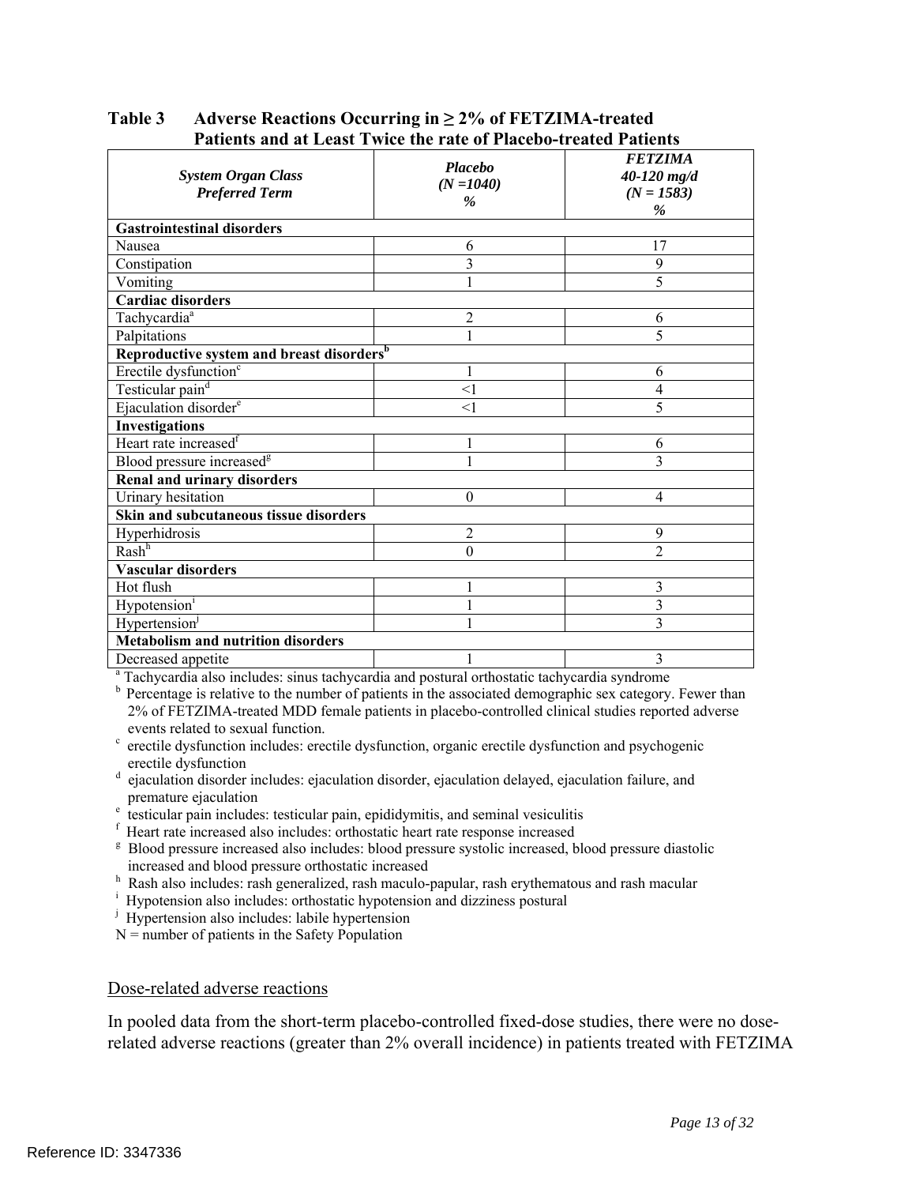**Table 3 Adverse Reactions Occurring in ≥ 2% of FETZIMA-treated Patients and at Least Twice the rate of Placebo-treated Patients**

| *System Organ Class Preferred Term* | *Placebo (N =1040) %* | *FETZIMA 40-120 mg/d (N = 1583) %* |
|---|---|---|
| **Gastrointestinal disorders** | | |
| Nausea | 6 | 17 |
| Constipation | 3 | 9 |
| Vomiting | 1 | 5 |
| **Cardiac disorders** | | |
| Tachycardia[a] | 2 | 6 |
| Palpitations | 1 | 5 |
| **Reproductive system and breast disorders[b]** | | |
| Erectile dysfunction[c] | 1 | 6 |
| Testicular pain[d] | <1 | 4 |
| Ejaculation disorder[e] | <1 | 5 |
| **Investigations** | | |
| Heart rate increased[f] | 1 | 6 |
| Blood pressure increased[g] | 1 | 3 |
| **Renal and urinary disorders** | | |
| Urinary hesitation | 0 | 4 |
| **Skin and subcutaneous tissue disorders** | | |
| Hyperhidrosis | 2 | 9 |
| Rash[h] | 0 | 2 |
| **Vascular disorders** | | |
| Hot flush | 1 | 3 |
| Hypotension[i] | 1 | 3 |
| Hypertension[j] | 1 | 3 |
| **Metabolism and nutrition disorders** | | |
| Decreased appetite | 1 | 3 |

[a] Tachycardia also includes: sinus tachycardia and postural orthostatic tachycardia syndrome
[b] Percentage is relative to the number of patients in the associated demographic sex category. Fewer than 2% of FETZIMA-treated MDD female patients in placebo-controlled clinical studies reported adverse events related to sexual function.
[c] erectile dysfunction includes: erectile dysfunction, organic erectile dysfunction and psychogenic erectile dysfunction
[d] ejaculation disorder includes: ejaculation disorder, ejaculation delayed, ejaculation failure, and premature ejaculation
[e] testicular pain includes: testicular pain, epididymitis, and seminal vesiculitis
[f] Heart rate increased also includes: orthostatic heart rate response increased
[g] Blood pressure increased also includes: blood pressure systolic increased, blood pressure diastolic increased and blood pressure orthostatic increased
[h] Rash also includes: rash generalized, rash maculo-papular, rash erythematous and rash macular
[i] Hypotension also includes: orthostatic hypotension and dizziness postural
[j] Hypertension also includes: labile hypertension
N = number of patients in the Safety Population

Dose-related adverse reactions

In pooled data from the short-term placebo-controlled fixed-dose studies, there were no dose-related adverse reactions (greater than 2% overall incidence) in patients treated with FETZIMA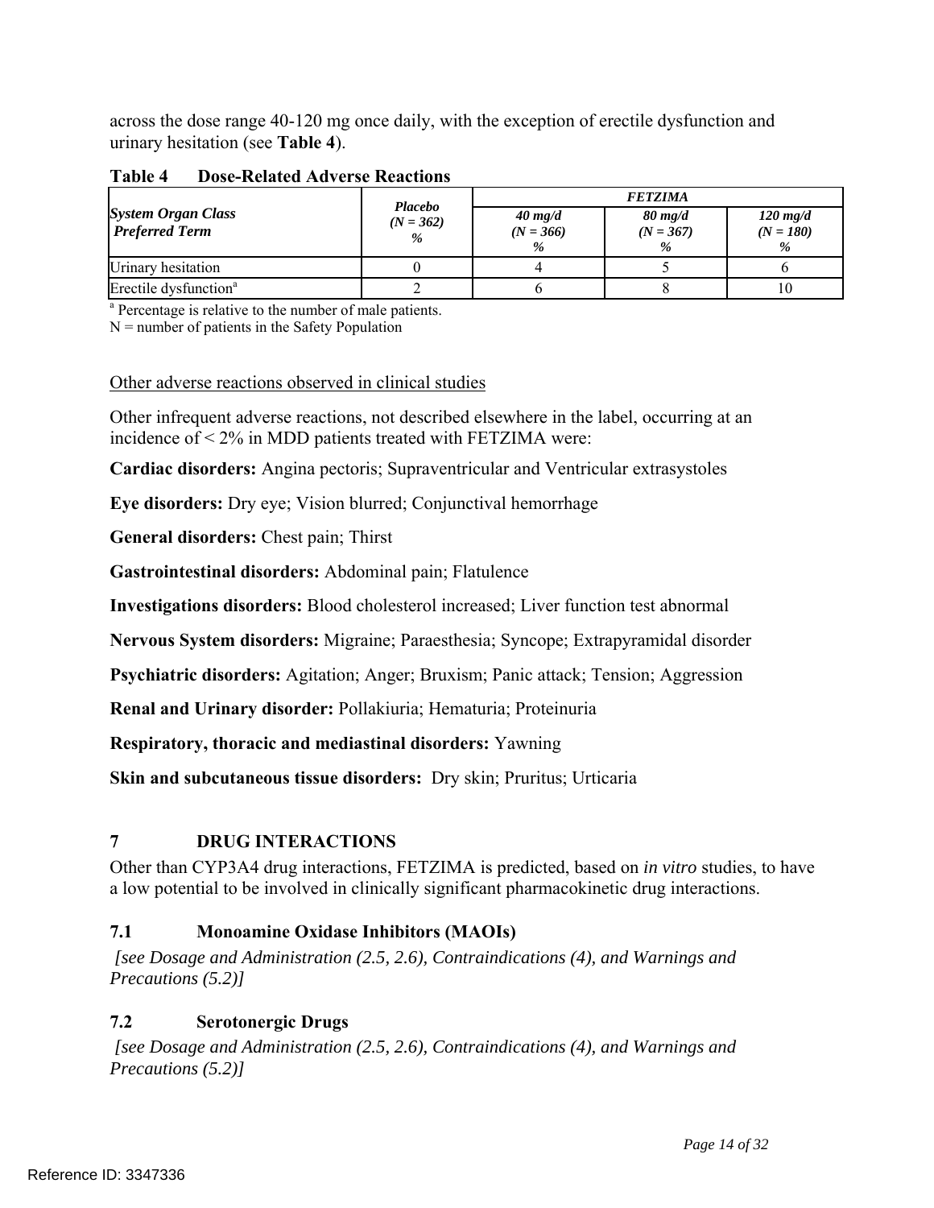across the dose range 40-120 mg once daily, with the exception of erectile dysfunction and urinary hesitation (see **Table 4**).

**Table 4 Dose-Related Adverse Reactions**

| *System Organ Class Preferred Term* | *Placebo (N = 362) %* | *FETZIMA* | | |
|---|---|---|---|---|
| | | *40 mg/d (N = 366) %* | *80 mg/d (N = 367) %* | *120 mg/d (N = 180) %* |
| Urinary hesitation | 0 | 4 | 5 | 6 |
| Erectile dysfunction[a] | 2 | 6 | 8 | 10 |

[a] Percentage is relative to the number of male patients.
N = number of patients in the Safety Population

Other adverse reactions observed in clinical studies

Other infrequent adverse reactions, not described elsewhere in the label, occurring at an incidence of < 2% in MDD patients treated with FETZIMA were:

**Cardiac disorders:** Angina pectoris; Supraventricular and Ventricular extrasystoles

**Eye disorders:** Dry eye; Vision blurred; Conjunctival hemorrhage

**General disorders:** Chest pain; Thirst

**Gastrointestinal disorders:** Abdominal pain; Flatulence

**Investigations disorders:** Blood cholesterol increased; Liver function test abnormal

**Nervous System disorders:** Migraine; Paraesthesia; Syncope; Extrapyramidal disorder

**Psychiatric disorders:** Agitation; Anger; Bruxism; Panic attack; Tension; Aggression

**Renal and Urinary disorder:** Pollakiuria; Hematuria; Proteinuria

**Respiratory, thoracic and mediastinal disorders:** Yawning

**Skin and subcutaneous tissue disorders:** Dry skin; Pruritus; Urticaria

## 7 DRUG INTERACTIONS

Other than CYP3A4 drug interactions, FETZIMA is predicted, based on *in vitro* studies, to have a low potential to be involved in clinically significant pharmacokinetic drug interactions.

### 7.1 Monoamine Oxidase Inhibitors (MAOIs)

*[see Dosage and Administration (2.5, 2.6), Contraindications (4), and Warnings and Precautions (5.2)]*

### 7.2 Serotonergic Drugs

*[see Dosage and Administration (2.5, 2.6), Contraindications (4), and Warnings and Precautions (5.2)]*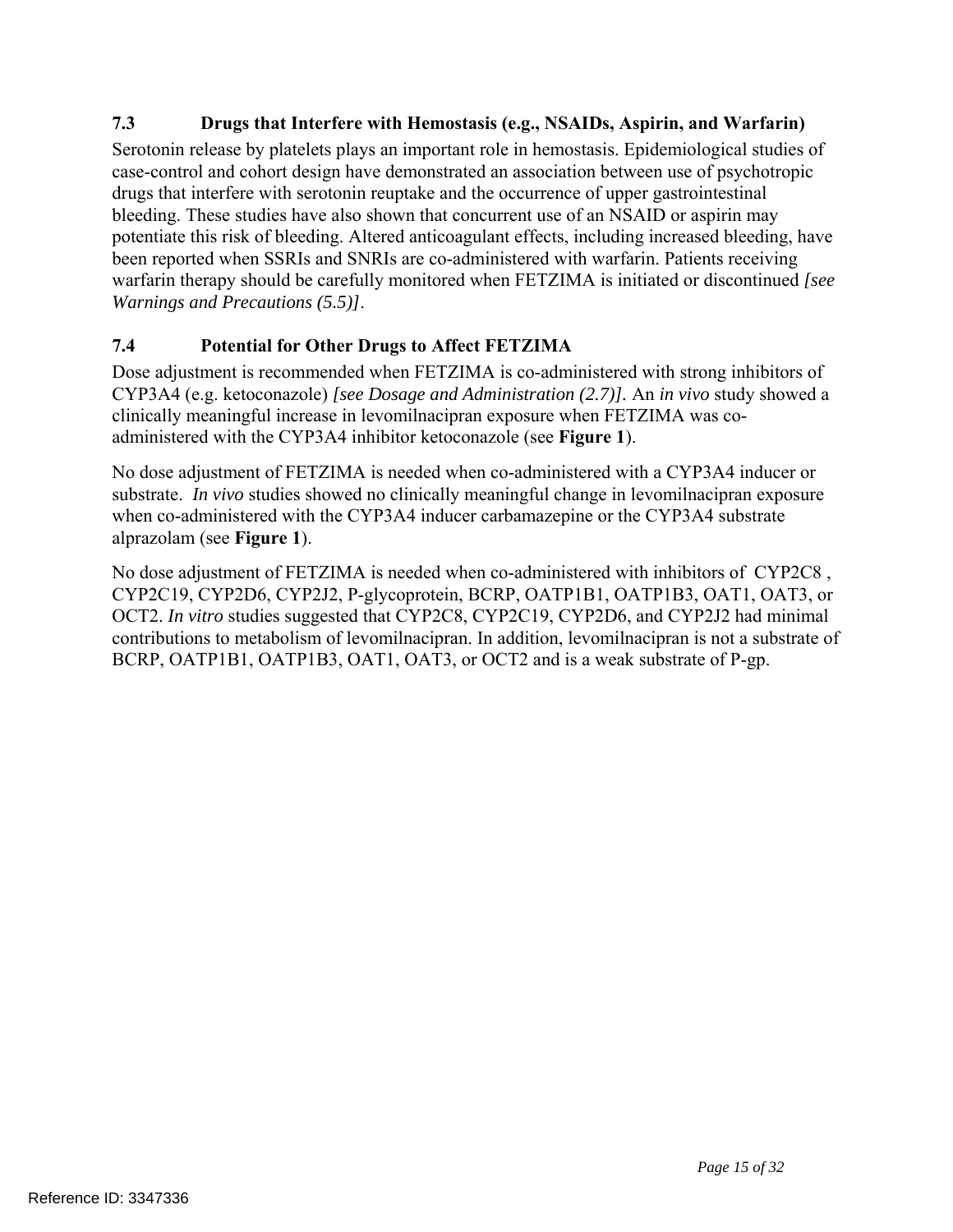### 7.3 Drugs that Interfere with Hemostasis (e.g., NSAIDs, Aspirin, and Warfarin)

Serotonin release by platelets plays an important role in hemostasis. Epidemiological studies of case-control and cohort design have demonstrated an association between use of psychotropic drugs that interfere with serotonin reuptake and the occurrence of upper gastrointestinal bleeding. These studies have also shown that concurrent use of an NSAID or aspirin may potentiate this risk of bleeding. Altered anticoagulant effects, including increased bleeding, have been reported when SSRIs and SNRIs are co-administered with warfarin. Patients receiving warfarin therapy should be carefully monitored when FETZIMA is initiated or discontinued *[see Warnings and Precautions (5.5)]*.

### 7.4 Potential for Other Drugs to Affect FETZIMA

Dose adjustment is recommended when FETZIMA is co-administered with strong inhibitors of CYP3A4 (e.g. ketoconazole) *[see Dosage and Administration (2.7)].* An *in vivo* study showed a clinically meaningful increase in levomilnacipran exposure when FETZIMA was co-administered with the CYP3A4 inhibitor ketoconazole (see **Figure 1**).

No dose adjustment of FETZIMA is needed when co-administered with a CYP3A4 inducer or substrate. *In vivo* studies showed no clinically meaningful change in levomilnacipran exposure when co-administered with the CYP3A4 inducer carbamazepine or the CYP3A4 substrate alprazolam (see **Figure 1**).

No dose adjustment of FETZIMA is needed when co-administered with inhibitors of CYP2C8 , CYP2C19, CYP2D6, CYP2J2, P-glycoprotein, BCRP, OATP1B1, OATP1B3, OAT1, OAT3, or OCT2. *In vitro* studies suggested that CYP2C8, CYP2C19, CYP2D6, and CYP2J2 had minimal contributions to metabolism of levomilnacipran. In addition, levomilnacipran is not a substrate of BCRP, OATP1B1, OATP1B3, OAT1, OAT3, or OCT2 and is a weak substrate of P-gp.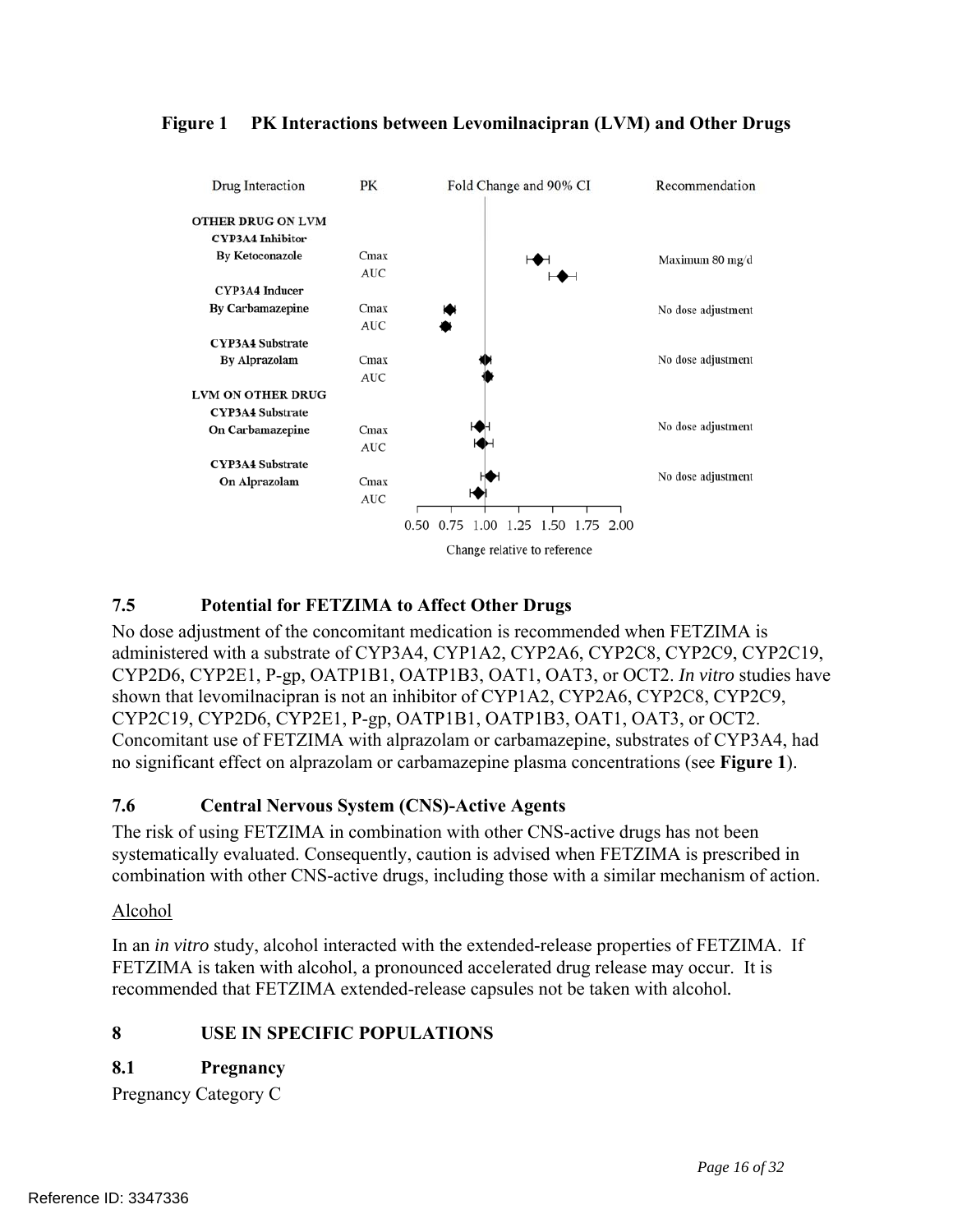**Figure 1 PK Interactions between Levomilnacipran (LVM) and Other Drugs**

| Drug Interaction | PK | Recommendation |
|---|---|---|
| **OTHER DRUG ON LVM** | | |
| **CYP3A4 Inhibitor** | | |
| **By Ketoconazole** | Cmax | Maximum 80 mg/d |
| | AUC | |
| **CYP3A4 Inducer** | | |
| **By Carbamazepine** | Cmax | No dose adjustment |
| | AUC | |
| **CYP3A4 Substrate** | | |
| **By Alprazolam** | Cmax | No dose adjustment |
| | AUC | |
| **LVM ON OTHER DRUG** | | |
| **CYP3A4 Substrate** | | |
| **On Carbamazepine** | Cmax | No dose adjustment |
| | AUC | |
| **CYP3A4 Substrate** | | |
| **On Alprazolam** | Cmax | No dose adjustment |
| | AUC | |

Fold Change and 90% CI (axis: 0.50 0.75 1.00 1.25 1.50 1.75 2.00; Change relative to reference)

## 7.5 Potential for FETZIMA to Affect Other Drugs

No dose adjustment of the concomitant medication is recommended when FETZIMA is administered with a substrate of CYP3A4, CYP1A2, CYP2A6, CYP2C8, CYP2C9, CYP2C19, CYP2D6, CYP2E1, P-gp, OATP1B1, OATP1B3, OAT1, OAT3, or OCT2. *In vitro* studies have shown that levomilnacipran is not an inhibitor of CYP1A2, CYP2A6, CYP2C8, CYP2C9, CYP2C19, CYP2D6, CYP2E1, P-gp, OATP1B1, OATP1B3, OAT1, OAT3, or OCT2. Concomitant use of FETZIMA with alprazolam or carbamazepine, substrates of CYP3A4, had no significant effect on alprazolam or carbamazepine plasma concentrations (see **Figure 1**).

## 7.6 Central Nervous System (CNS)-Active Agents

The risk of using FETZIMA in combination with other CNS-active drugs has not been systematically evaluated. Consequently, caution is advised when FETZIMA is prescribed in combination with other CNS-active drugs, including those with a similar mechanism of action.

Alcohol

In an *in vitro* study, alcohol interacted with the extended-release properties of FETZIMA. If FETZIMA is taken with alcohol, a pronounced accelerated drug release may occur. It is recommended that FETZIMA extended-release capsules not be taken with alcohol.

# 8 USE IN SPECIFIC POPULATIONS

## 8.1 Pregnancy

Pregnancy Category C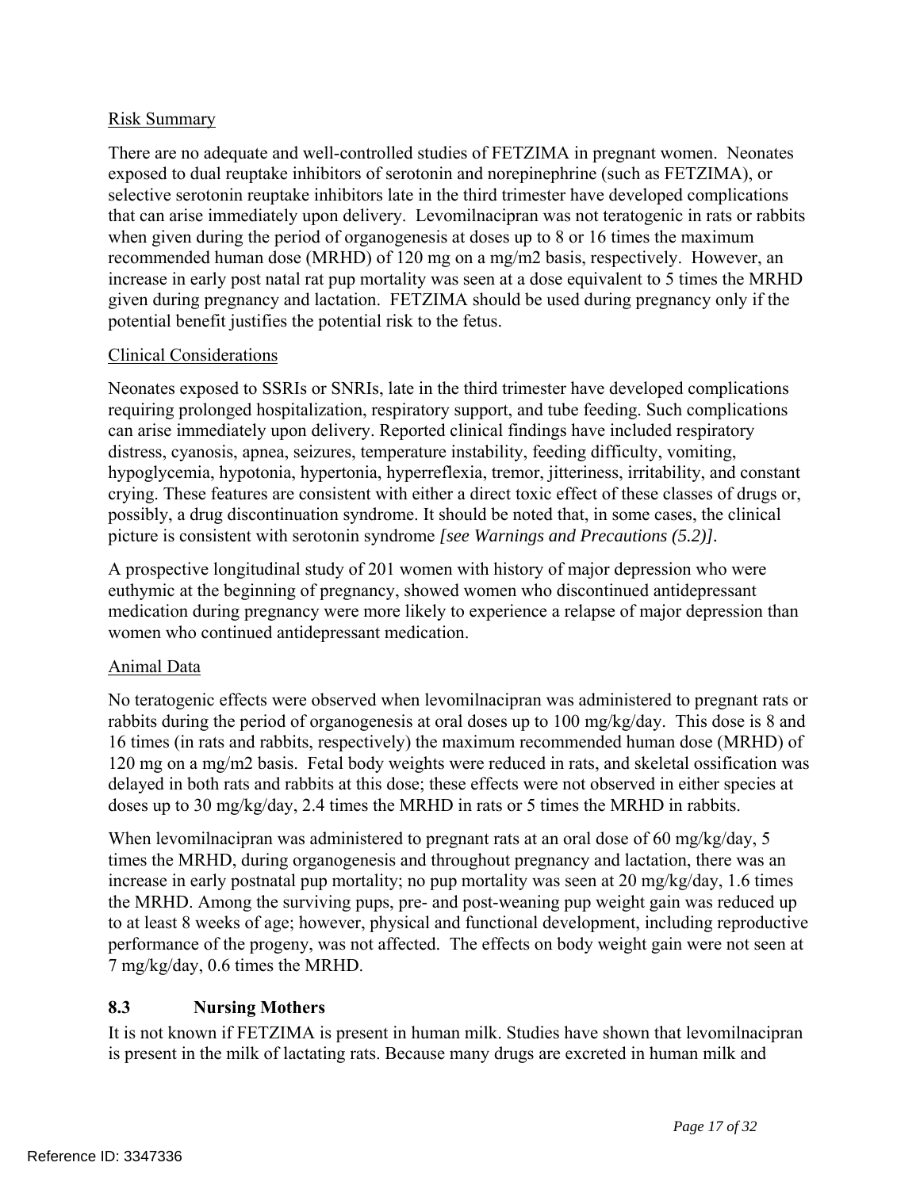Risk Summary

There are no adequate and well-controlled studies of FETZIMA in pregnant women. Neonates exposed to dual reuptake inhibitors of serotonin and norepinephrine (such as FETZIMA), or selective serotonin reuptake inhibitors late in the third trimester have developed complications that can arise immediately upon delivery. Levomilnacipran was not teratogenic in rats or rabbits when given during the period of organogenesis at doses up to 8 or 16 times the maximum recommended human dose (MRHD) of 120 mg on a mg/m2 basis, respectively. However, an increase in early post natal rat pup mortality was seen at a dose equivalent to 5 times the MRHD given during pregnancy and lactation. FETZIMA should be used during pregnancy only if the potential benefit justifies the potential risk to the fetus.

Clinical Considerations

Neonates exposed to SSRIs or SNRIs, late in the third trimester have developed complications requiring prolonged hospitalization, respiratory support, and tube feeding. Such complications can arise immediately upon delivery. Reported clinical findings have included respiratory distress, cyanosis, apnea, seizures, temperature instability, feeding difficulty, vomiting, hypoglycemia, hypotonia, hypertonia, hyperreflexia, tremor, jitteriness, irritability, and constant crying. These features are consistent with either a direct toxic effect of these classes of drugs or, possibly, a drug discontinuation syndrome. It should be noted that, in some cases, the clinical picture is consistent with serotonin syndrome *[see Warnings and Precautions (5.2)]*.

A prospective longitudinal study of 201 women with history of major depression who were euthymic at the beginning of pregnancy, showed women who discontinued antidepressant medication during pregnancy were more likely to experience a relapse of major depression than women who continued antidepressant medication.

Animal Data

No teratogenic effects were observed when levomilnacipran was administered to pregnant rats or rabbits during the period of organogenesis at oral doses up to 100 mg/kg/day. This dose is 8 and 16 times (in rats and rabbits, respectively) the maximum recommended human dose (MRHD) of 120 mg on a mg/m2 basis. Fetal body weights were reduced in rats, and skeletal ossification was delayed in both rats and rabbits at this dose; these effects were not observed in either species at doses up to 30 mg/kg/day, 2.4 times the MRHD in rats or 5 times the MRHD in rabbits.

When levomilnacipran was administered to pregnant rats at an oral dose of 60 mg/kg/day, 5 times the MRHD, during organogenesis and throughout pregnancy and lactation, there was an increase in early postnatal pup mortality; no pup mortality was seen at 20 mg/kg/day, 1.6 times the MRHD. Among the surviving pups, pre- and post-weaning pup weight gain was reduced up to at least 8 weeks of age; however, physical and functional development, including reproductive performance of the progeny, was not affected. The effects on body weight gain were not seen at 7 mg/kg/day, 0.6 times the MRHD.

## 8.3 Nursing Mothers

It is not known if FETZIMA is present in human milk. Studies have shown that levomilnacipran is present in the milk of lactating rats. Because many drugs are excreted in human milk and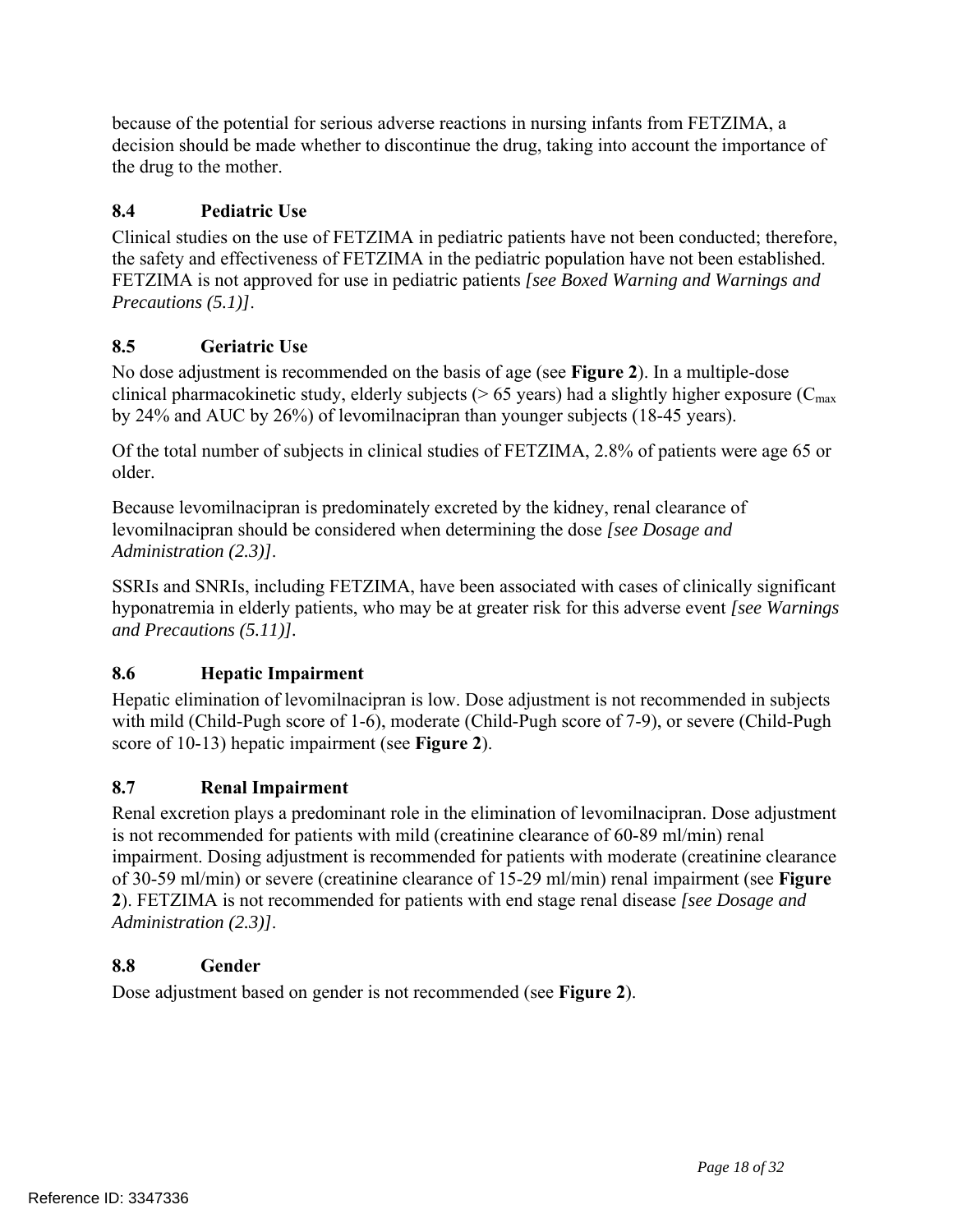because of the potential for serious adverse reactions in nursing infants from FETZIMA, a decision should be made whether to discontinue the drug, taking into account the importance of the drug to the mother.

### 8.4 Pediatric Use

Clinical studies on the use of FETZIMA in pediatric patients have not been conducted; therefore, the safety and effectiveness of FETZIMA in the pediatric population have not been established. FETZIMA is not approved for use in pediatric patients *[see Boxed Warning and Warnings and Precautions (5.1)]*.

### 8.5 Geriatric Use

No dose adjustment is recommended on the basis of age (see **Figure 2**). In a multiple-dose clinical pharmacokinetic study, elderly subjects (> 65 years) had a slightly higher exposure ($C_{max}$ by 24% and AUC by 26%) of levomilnacipran than younger subjects (18-45 years).

Of the total number of subjects in clinical studies of FETZIMA, 2.8% of patients were age 65 or older.

Because levomilnacipran is predominately excreted by the kidney, renal clearance of levomilnacipran should be considered when determining the dose *[see Dosage and Administration (2.3)]*.

SSRIs and SNRIs, including FETZIMA, have been associated with cases of clinically significant hyponatremia in elderly patients, who may be at greater risk for this adverse event *[see Warnings and Precautions (5.11)]*.

### 8.6 Hepatic Impairment

Hepatic elimination of levomilnacipran is low. Dose adjustment is not recommended in subjects with mild (Child-Pugh score of 1-6), moderate (Child-Pugh score of 7-9), or severe (Child-Pugh score of 10-13) hepatic impairment (see **Figure 2**).

### 8.7 Renal Impairment

Renal excretion plays a predominant role in the elimination of levomilnacipran. Dose adjustment is not recommended for patients with mild (creatinine clearance of 60-89 ml/min) renal impairment. Dosing adjustment is recommended for patients with moderate (creatinine clearance of 30-59 ml/min) or severe (creatinine clearance of 15-29 ml/min) renal impairment (see **Figure 2**). FETZIMA is not recommended for patients with end stage renal disease *[see Dosage and Administration (2.3)]*.

### 8.8 Gender

Dose adjustment based on gender is not recommended (see **Figure 2**).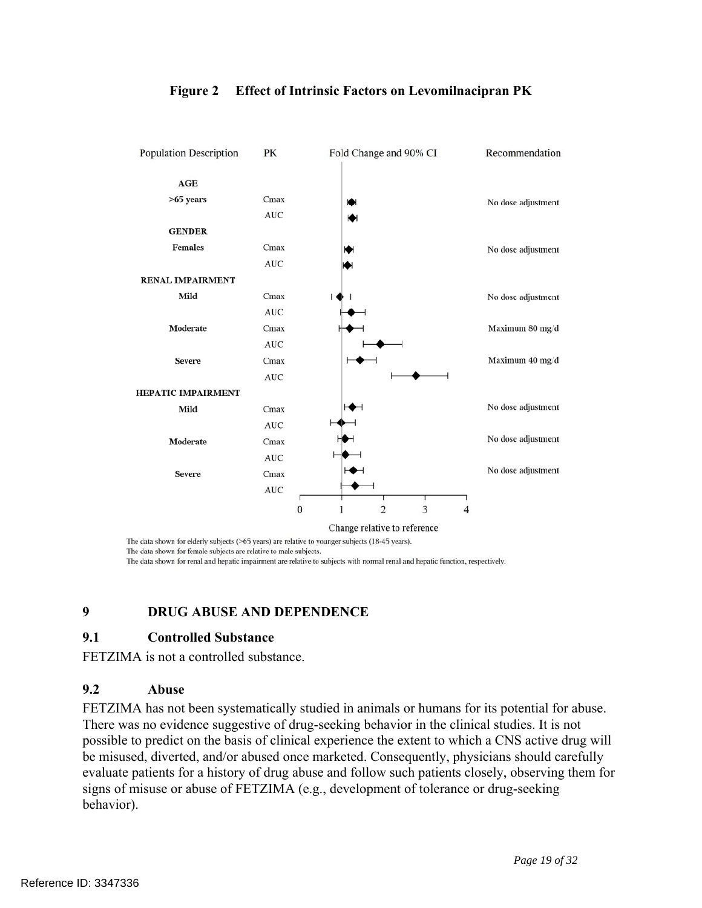**Figure 2 Effect of Intrinsic Factors on Levomilnacipran PK**

| Population Description | PK | Recommendation |
|---|---|---|
| **AGE** | | |
| **>65 years** | Cmax | No dose adjustment |
| | AUC | |
| **GENDER** | | |
| **Females** | Cmax | No dose adjustment |
| | AUC | |
| **RENAL IMPAIRMENT** | | |
| **Mild** | Cmax | No dose adjustment |
| | AUC | |
| **Moderate** | Cmax | Maximum 80 mg/d |
| | AUC | |
| **Severe** | Cmax | Maximum 40 mg/d |
| | AUC | |
| **HEPATIC IMPAIRMENT** | | |
| **Mild** | Cmax | No dose adjustment |
| | AUC | |
| **Moderate** | Cmax | No dose adjustment |
| | AUC | |
| **Severe** | Cmax | No dose adjustment |
| | AUC | |

Fold Change and 90% CI — Change relative to reference (axis 0 to 4)

The data shown for elderly subjects (>65 years) are relative to younger subjects (18-45 years).
The data shown for female subjects are relative to male subjects.
The data shown for renal and hepatic impairment are relative to subjects with normal renal and hepatic function, respectively.

# 9 DRUG ABUSE AND DEPENDENCE

## 9.1 Controlled Substance

FETZIMA is not a controlled substance.

## 9.2 Abuse

FETZIMA has not been systematically studied in animals or humans for its potential for abuse. There was no evidence suggestive of drug-seeking behavior in the clinical studies. It is not possible to predict on the basis of clinical experience the extent to which a CNS active drug will be misused, diverted, and/or abused once marketed. Consequently, physicians should carefully evaluate patients for a history of drug abuse and follow such patients closely, observing them for signs of misuse or abuse of FETZIMA (e.g., development of tolerance or drug-seeking behavior).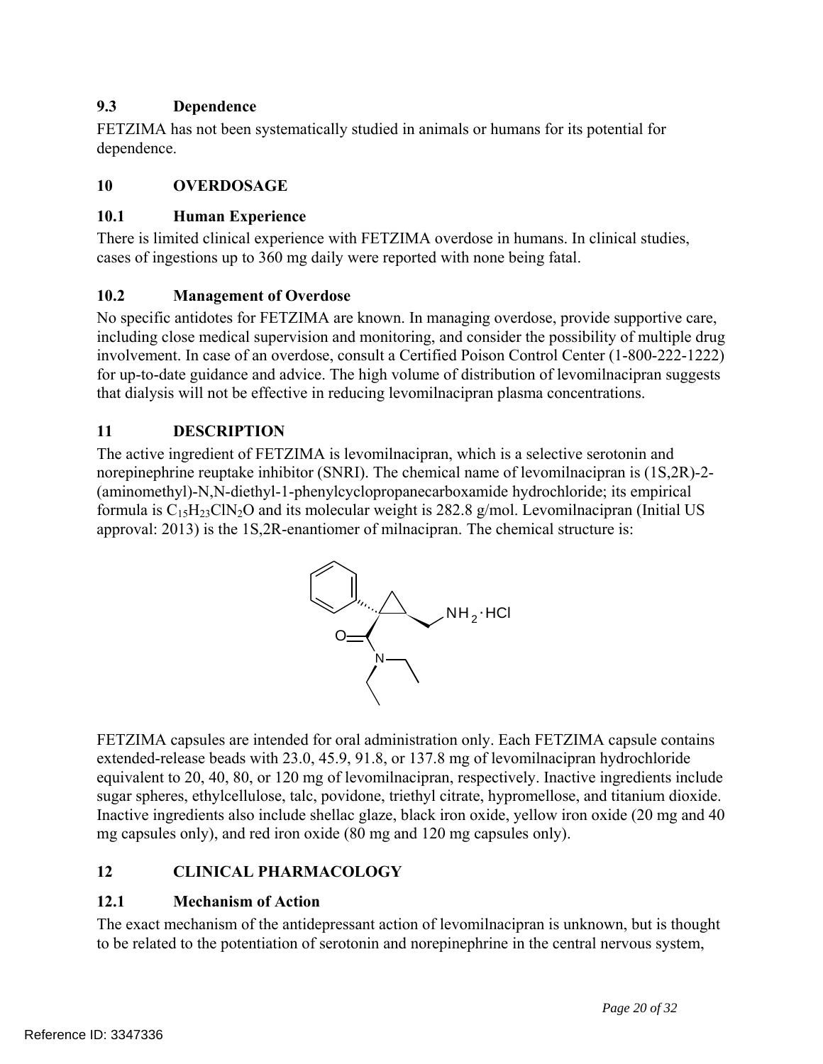### 9.3 Dependence

FETZIMA has not been systematically studied in animals or humans for its potential for dependence.

## 10 OVERDOSAGE

### 10.1 Human Experience

There is limited clinical experience with FETZIMA overdose in humans. In clinical studies, cases of ingestions up to 360 mg daily were reported with none being fatal.

### 10.2 Management of Overdose

No specific antidotes for FETZIMA are known. In managing overdose, provide supportive care, including close medical supervision and monitoring, and consider the possibility of multiple drug involvement. In case of an overdose, consult a Certified Poison Control Center (1-800-222-1222) for up-to-date guidance and advice. The high volume of distribution of levomilnacipran suggests that dialysis will not be effective in reducing levomilnacipran plasma concentrations.

## 11 DESCRIPTION

The active ingredient of FETZIMA is levomilnacipran, which is a selective serotonin and norepinephrine reuptake inhibitor (SNRI). The chemical name of levomilnacipran is (1S,2R)-2-(aminomethyl)-N,N-diethyl-1-phenylcyclopropanecarboxamide hydrochloride; its empirical formula is $C_{15}H_{23}ClN_2O$ and its molecular weight is 282.8 g/mol. Levomilnacipran (Initial US approval: 2013) is the 1S,2R-enantiomer of milnacipran. The chemical structure is:

FETZIMA capsules are intended for oral administration only. Each FETZIMA capsule contains extended-release beads with 23.0, 45.9, 91.8, or 137.8 mg of levomilnacipran hydrochloride equivalent to 20, 40, 80, or 120 mg of levomilnacipran, respectively. Inactive ingredients include sugar spheres, ethylcellulose, talc, povidone, triethyl citrate, hypromellose, and titanium dioxide. Inactive ingredients also include shellac glaze, black iron oxide, yellow iron oxide (20 mg and 40 mg capsules only), and red iron oxide (80 mg and 120 mg capsules only).

## 12 CLINICAL PHARMACOLOGY

### 12.1 Mechanism of Action

The exact mechanism of the antidepressant action of levomilnacipran is unknown, but is thought to be related to the potentiation of serotonin and norepinephrine in the central nervous system,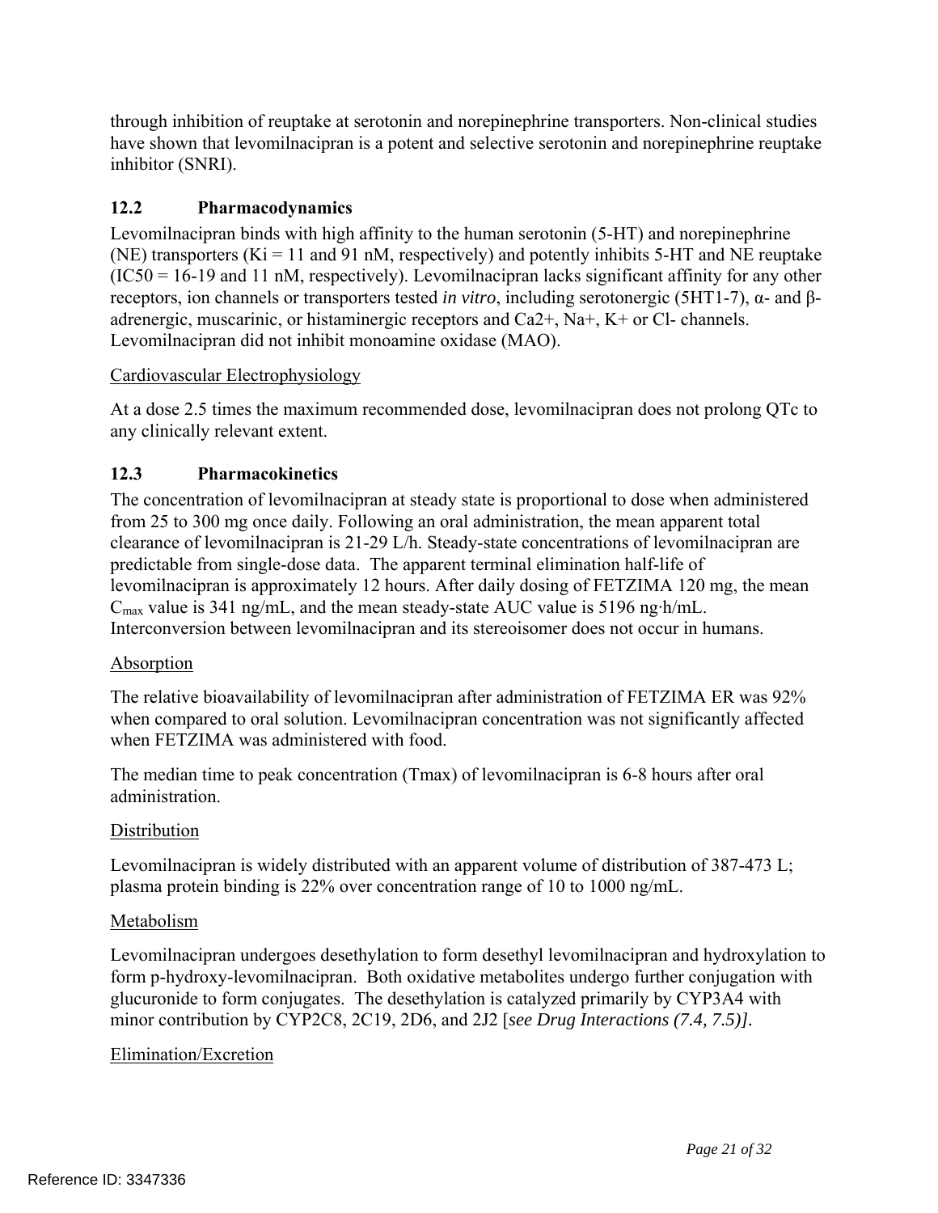through inhibition of reuptake at serotonin and norepinephrine transporters. Non-clinical studies have shown that levomilnacipran is a potent and selective serotonin and norepinephrine reuptake inhibitor (SNRI).

### 12.2 Pharmacodynamics

Levomilnacipran binds with high affinity to the human serotonin (5-HT) and norepinephrine (NE) transporters (Ki = 11 and 91 nM, respectively) and potently inhibits 5-HT and NE reuptake (IC50 = 16-19 and 11 nM, respectively). Levomilnacipran lacks significant affinity for any other receptors, ion channels or transporters tested *in vitro*, including serotonergic (5HT1-7), α- and β-adrenergic, muscarinic, or histaminergic receptors and $Ca^{2+}$, $Na^{+}$, $K^{+}$ or $Cl^{-}$ channels. Levomilnacipran did not inhibit monoamine oxidase (MAO).

Cardiovascular Electrophysiology

At a dose 2.5 times the maximum recommended dose, levomilnacipran does not prolong QTc to any clinically relevant extent.

### 12.3 Pharmacokinetics

The concentration of levomilnacipran at steady state is proportional to dose when administered from 25 to 300 mg once daily. Following an oral administration, the mean apparent total clearance of levomilnacipran is 21-29 L/h. Steady-state concentrations of levomilnacipran are predictable from single-dose data. The apparent terminal elimination half-life of levomilnacipran is approximately 12 hours. After daily dosing of FETZIMA 120 mg, the mean $C_{max}$ value is 341 ng/mL, and the mean steady-state AUC value is 5196 ng·h/mL. Interconversion between levomilnacipran and its stereoisomer does not occur in humans.

Absorption

The relative bioavailability of levomilnacipran after administration of FETZIMA ER was 92% when compared to oral solution. Levomilnacipran concentration was not significantly affected when FETZIMA was administered with food.

The median time to peak concentration (Tmax) of levomilnacipran is 6-8 hours after oral administration.

Distribution

Levomilnacipran is widely distributed with an apparent volume of distribution of 387-473 L; plasma protein binding is 22% over concentration range of 10 to 1000 ng/mL.

Metabolism

Levomilnacipran undergoes desethylation to form desethyl levomilnacipran and hydroxylation to form p-hydroxy-levomilnacipran. Both oxidative metabolites undergo further conjugation with glucuronide to form conjugates. The desethylation is catalyzed primarily by CYP3A4 with minor contribution by CYP2C8, 2C19, 2D6, and 2J2 [*see Drug Interactions (7.4, 7.5)]*.

Elimination/Excretion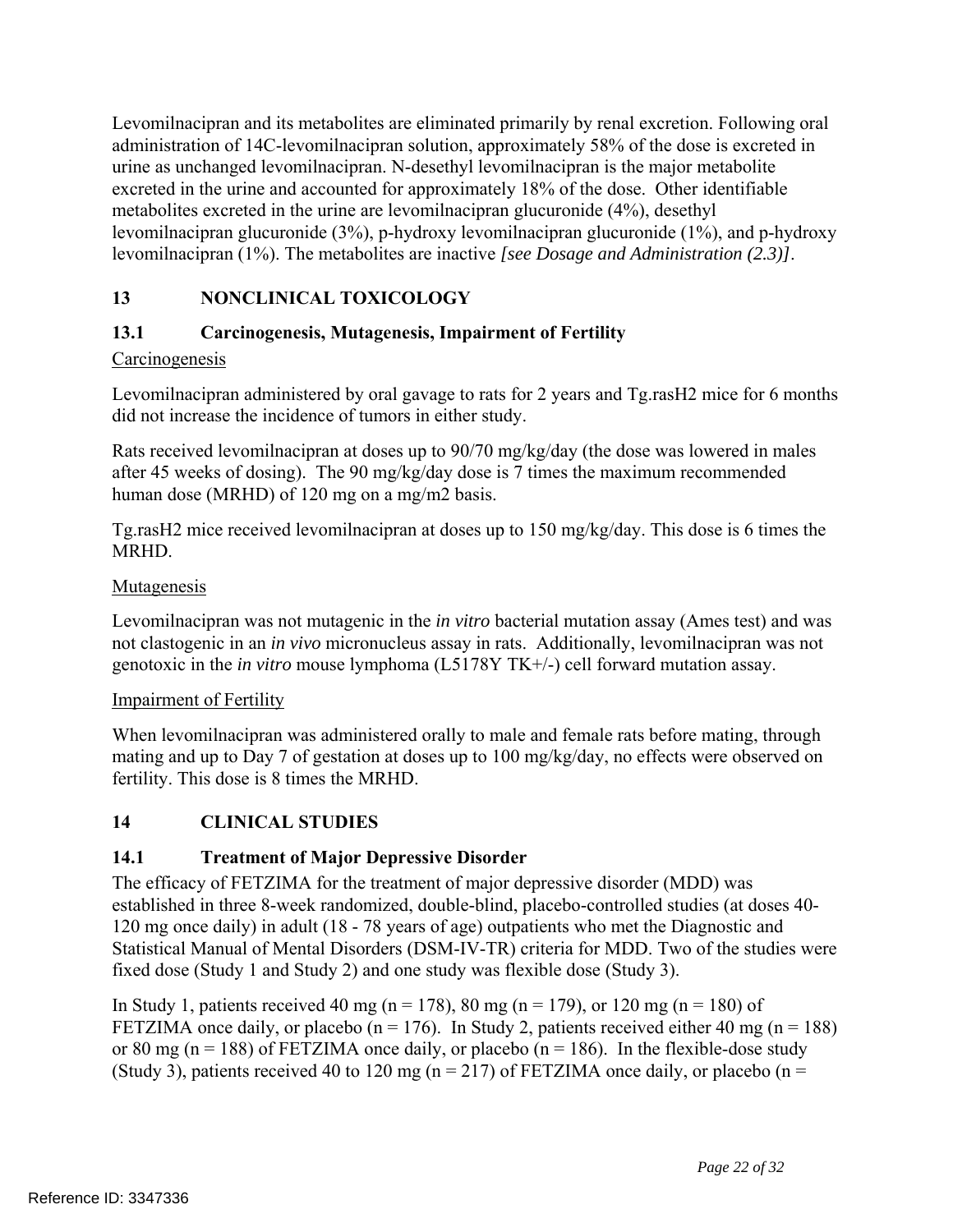Levomilnacipran and its metabolites are eliminated primarily by renal excretion. Following oral administration of 14C-levomilnacipran solution, approximately 58% of the dose is excreted in urine as unchanged levomilnacipran. N-desethyl levomilnacipran is the major metabolite excreted in the urine and accounted for approximately 18% of the dose. Other identifiable metabolites excreted in the urine are levomilnacipran glucuronide (4%), desethyl levomilnacipran glucuronide (3%), p-hydroxy levomilnacipran glucuronide (1%), and p-hydroxy levomilnacipran (1%). The metabolites are inactive *[see Dosage and Administration (2.3)]*.

## 13 NONCLINICAL TOXICOLOGY

### 13.1 Carcinogenesis, Mutagenesis, Impairment of Fertility

Carcinogenesis

Levomilnacipran administered by oral gavage to rats for 2 years and Tg.rasH2 mice for 6 months did not increase the incidence of tumors in either study.

Rats received levomilnacipran at doses up to 90/70 mg/kg/day (the dose was lowered in males after 45 weeks of dosing). The 90 mg/kg/day dose is 7 times the maximum recommended human dose (MRHD) of 120 mg on a mg/m2 basis.

Tg.rasH2 mice received levomilnacipran at doses up to 150 mg/kg/day. This dose is 6 times the MRHD.

Mutagenesis

Levomilnacipran was not mutagenic in the *in vitro* bacterial mutation assay (Ames test) and was not clastogenic in an *in vivo* micronucleus assay in rats. Additionally, levomilnacipran was not genotoxic in the *in vitro* mouse lymphoma (L5178Y TK+/-) cell forward mutation assay.

Impairment of Fertility

When levomilnacipran was administered orally to male and female rats before mating, through mating and up to Day 7 of gestation at doses up to 100 mg/kg/day, no effects were observed on fertility. This dose is 8 times the MRHD.

## 14 CLINICAL STUDIES

### 14.1 Treatment of Major Depressive Disorder

The efficacy of FETZIMA for the treatment of major depressive disorder (MDD) was established in three 8-week randomized, double-blind, placebo-controlled studies (at doses 40-120 mg once daily) in adult (18 - 78 years of age) outpatients who met the Diagnostic and Statistical Manual of Mental Disorders (DSM-IV-TR) criteria for MDD. Two of the studies were fixed dose (Study 1 and Study 2) and one study was flexible dose (Study 3).

In Study 1, patients received 40 mg (n = 178), 80 mg (n = 179), or 120 mg (n = 180) of FETZIMA once daily, or placebo (n = 176). In Study 2, patients received either 40 mg (n = 188) or 80 mg (n = 188) of FETZIMA once daily, or placebo (n = 186). In the flexible-dose study (Study 3), patients received 40 to 120 mg (n = 217) of FETZIMA once daily, or placebo (n =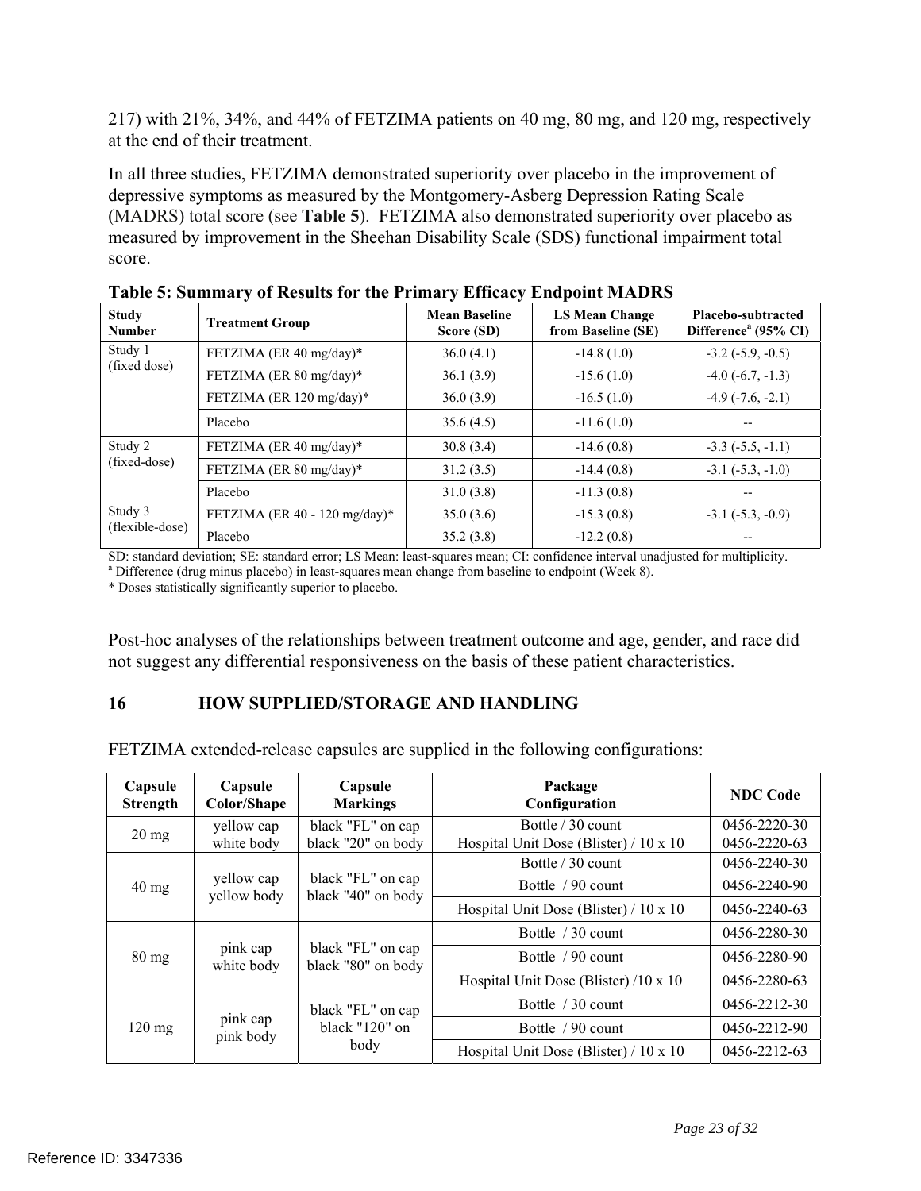217) with 21%, 34%, and 44% of FETZIMA patients on 40 mg, 80 mg, and 120 mg, respectively at the end of their treatment.

In all three studies, FETZIMA demonstrated superiority over placebo in the improvement of depressive symptoms as measured by the Montgomery-Asberg Depression Rating Scale (MADRS) total score (see **Table 5**). FETZIMA also demonstrated superiority over placebo as measured by improvement in the Sheehan Disability Scale (SDS) functional impairment total score.

**Table 5: Summary of Results for the Primary Efficacy Endpoint MADRS**

| Study Number | Treatment Group | Mean Baseline Score (SD) | LS Mean Change from Baseline (SE) | Placebo-subtracted Difference[a] (95% CI) |
|---|---|---|---|---|
| Study 1 (fixed dose) | FETZIMA (ER 40 mg/day)* | 36.0 (4.1) | -14.8 (1.0) | -3.2 (-5.9, -0.5) |
| | FETZIMA (ER 80 mg/day)* | 36.1 (3.9) | -15.6 (1.0) | -4.0 (-6.7, -1.3) |
| | FETZIMA (ER 120 mg/day)* | 36.0 (3.9) | -16.5 (1.0) | -4.9 (-7.6, -2.1) |
| | Placebo | 35.6 (4.5) | -11.6 (1.0) | -- |
| Study 2 (fixed-dose) | FETZIMA (ER 40 mg/day)* | 30.8 (3.4) | -14.6 (0.8) | -3.3 (-5.5, -1.1) |
| | FETZIMA (ER 80 mg/day)* | 31.2 (3.5) | -14.4 (0.8) | -3.1 (-5.3, -1.0) |
| | Placebo | 31.0 (3.8) | -11.3 (0.8) | -- |
| Study 3 (flexible-dose) | FETZIMA (ER 40 - 120 mg/day)* | 35.0 (3.6) | -15.3 (0.8) | -3.1 (-5.3, -0.9) |
| | Placebo | 35.2 (3.8) | -12.2 (0.8) | -- |

SD: standard deviation; SE: standard error; LS Mean: least-squares mean; CI: confidence interval unadjusted for multiplicity.
[a] Difference (drug minus placebo) in least-squares mean change from baseline to endpoint (Week 8).
* Doses statistically significantly superior to placebo.

Post-hoc analyses of the relationships between treatment outcome and age, gender, and race did not suggest any differential responsiveness on the basis of these patient characteristics.

## 16 HOW SUPPLIED/STORAGE AND HANDLING

FETZIMA extended-release capsules are supplied in the following configurations:

| Capsule Strength | Capsule Color/Shape | Capsule Markings | Package Configuration | NDC Code |
|---|---|---|---|---|
| 20 mg | yellow cap white body | black "FL" on cap black "20" on body | Bottle / 30 count | 0456-2220-30 |
| | | | Hospital Unit Dose (Blister) / 10 x 10 | 0456-2220-63 |
| 40 mg | yellow cap yellow body | black "FL" on cap black "40" on body | Bottle / 30 count | 0456-2240-30 |
| | | | Bottle / 90 count | 0456-2240-90 |
| | | | Hospital Unit Dose (Blister) / 10 x 10 | 0456-2240-63 |
| 80 mg | pink cap white body | black "FL" on cap black "80" on body | Bottle / 30 count | 0456-2280-30 |
| | | | Bottle / 90 count | 0456-2280-90 |
| | | | Hospital Unit Dose (Blister) /10 x 10 | 0456-2280-63 |
| 120 mg | pink cap pink body | black "FL" on cap black "120" on body | Bottle / 30 count | 0456-2212-30 |
| | | | Bottle / 90 count | 0456-2212-90 |
| | | | Hospital Unit Dose (Blister) / 10 x 10 | 0456-2212-63 |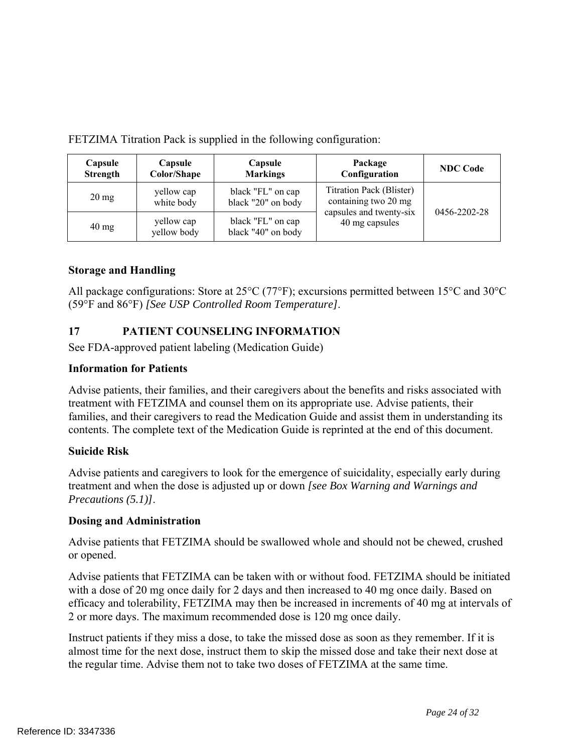FETZIMA Titration Pack is supplied in the following configuration:

| Capsule Strength | Capsule Color/Shape | Capsule Markings | Package Configuration | NDC Code |
|---|---|---|---|---|
| 20 mg | yellow cap white body | black "FL" on cap black "20" on body | Titration Pack (Blister) containing two 20 mg capsules and twenty-six 40 mg capsules | 0456-2202-28 |
| 40 mg | yellow cap yellow body | black "FL" on cap black "40" on body | | |

**Storage and Handling**

All package configurations: Store at 25°C (77°F); excursions permitted between 15°C and 30°C (59°F and 86°F) *[See USP Controlled Room Temperature]*.

## 17 PATIENT COUNSELING INFORMATION

See FDA-approved patient labeling (Medication Guide)

**Information for Patients**

Advise patients, their families, and their caregivers about the benefits and risks associated with treatment with FETZIMA and counsel them on its appropriate use. Advise patients, their families, and their caregivers to read the Medication Guide and assist them in understanding its contents. The complete text of the Medication Guide is reprinted at the end of this document.

**Suicide Risk**

Advise patients and caregivers to look for the emergence of suicidality, especially early during treatment and when the dose is adjusted up or down *[see Box Warning and Warnings and Precautions (5.1)]*.

**Dosing and Administration**

Advise patients that FETZIMA should be swallowed whole and should not be chewed, crushed or opened.

Advise patients that FETZIMA can be taken with or without food. FETZIMA should be initiated with a dose of 20 mg once daily for 2 days and then increased to 40 mg once daily. Based on efficacy and tolerability, FETZIMA may then be increased in increments of 40 mg at intervals of 2 or more days. The maximum recommended dose is 120 mg once daily.

Instruct patients if they miss a dose, to take the missed dose as soon as they remember. If it is almost time for the next dose, instruct them to skip the missed dose and take their next dose at the regular time. Advise them not to take two doses of FETZIMA at the same time.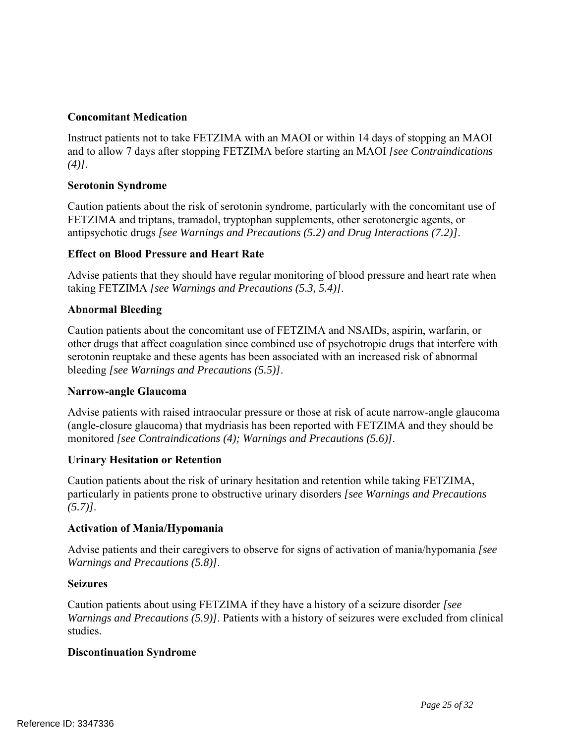**Concomitant Medication**

Instruct patients not to take FETZIMA with an MAOI or within 14 days of stopping an MAOI and to allow 7 days after stopping FETZIMA before starting an MAOI *[see Contraindications (4)]*.

**Serotonin Syndrome**

Caution patients about the risk of serotonin syndrome, particularly with the concomitant use of FETZIMA and triptans, tramadol, tryptophan supplements, other serotonergic agents, or antipsychotic drugs *[see Warnings and Precautions (5.2) and Drug Interactions (7.2)]*.

**Effect on Blood Pressure and Heart Rate**

Advise patients that they should have regular monitoring of blood pressure and heart rate when taking FETZIMA *[see Warnings and Precautions (5.3, 5.4)]*.

**Abnormal Bleeding**

Caution patients about the concomitant use of FETZIMA and NSAIDs, aspirin, warfarin, or other drugs that affect coagulation since combined use of psychotropic drugs that interfere with serotonin reuptake and these agents has been associated with an increased risk of abnormal bleeding *[see Warnings and Precautions (5.5)]*.

**Narrow-angle Glaucoma**

Advise patients with raised intraocular pressure or those at risk of acute narrow-angle glaucoma (angle-closure glaucoma) that mydriasis has been reported with FETZIMA and they should be monitored *[see Contraindications (4); Warnings and Precautions (5.6)]*.

**Urinary Hesitation or Retention**

Caution patients about the risk of urinary hesitation and retention while taking FETZIMA, particularly in patients prone to obstructive urinary disorders *[see Warnings and Precautions (5.7)]*.

**Activation of Mania/Hypomania**

Advise patients and their caregivers to observe for signs of activation of mania/hypomania *[see Warnings and Precautions (5.8)]*.

**Seizures**

Caution patients about using FETZIMA if they have a history of a seizure disorder *[see Warnings and Precautions (5.9)]*. Patients with a history of seizures were excluded from clinical studies.

**Discontinuation Syndrome**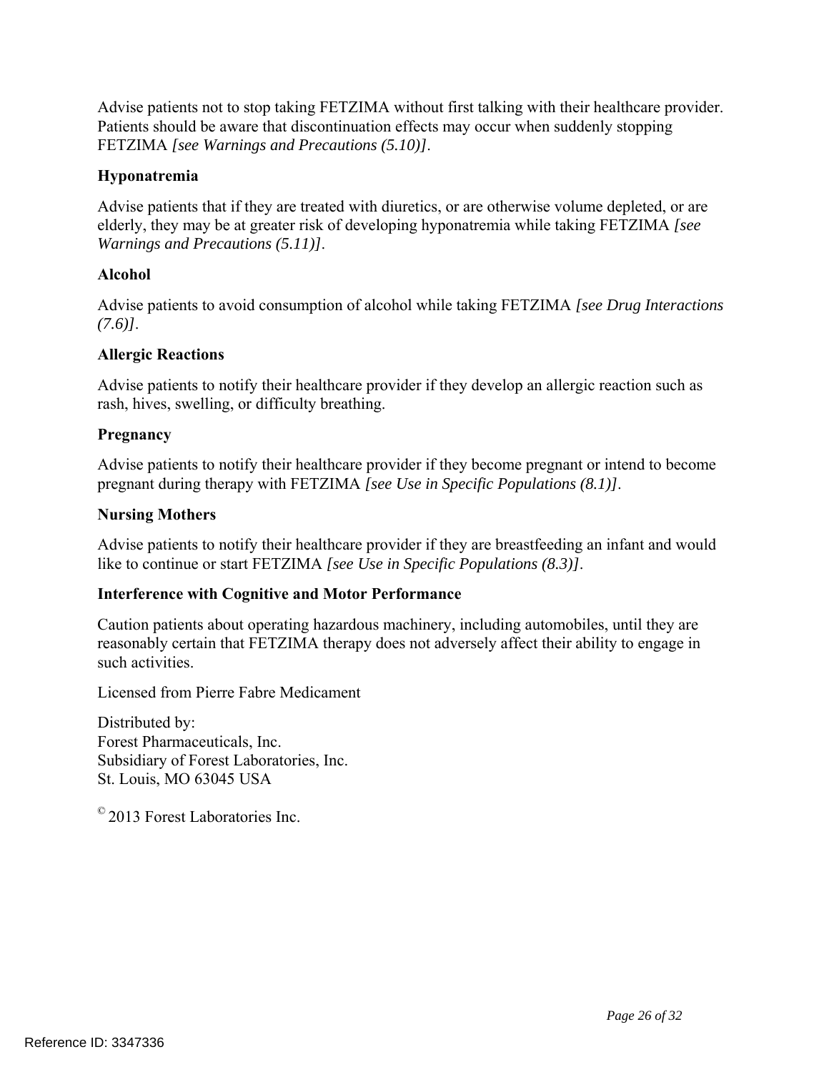Advise patients not to stop taking FETZIMA without first talking with their healthcare provider. Patients should be aware that discontinuation effects may occur when suddenly stopping FETZIMA *[see Warnings and Precautions (5.10)]*.

**Hyponatremia**

Advise patients that if they are treated with diuretics, or are otherwise volume depleted, or are elderly, they may be at greater risk of developing hyponatremia while taking FETZIMA *[see Warnings and Precautions (5.11)]*.

**Alcohol**

Advise patients to avoid consumption of alcohol while taking FETZIMA *[see Drug Interactions (7.6)]*.

**Allergic Reactions**

Advise patients to notify their healthcare provider if they develop an allergic reaction such as rash, hives, swelling, or difficulty breathing.

**Pregnancy**

Advise patients to notify their healthcare provider if they become pregnant or intend to become pregnant during therapy with FETZIMA *[see Use in Specific Populations (8.1)]*.

**Nursing Mothers**

Advise patients to notify their healthcare provider if they are breastfeeding an infant and would like to continue or start FETZIMA *[see Use in Specific Populations (8.3)]*.

**Interference with Cognitive and Motor Performance**

Caution patients about operating hazardous machinery, including automobiles, until they are reasonably certain that FETZIMA therapy does not adversely affect their ability to engage in such activities.

Licensed from Pierre Fabre Medicament

Distributed by:  
Forest Pharmaceuticals, Inc.  
Subsidiary of Forest Laboratories, Inc.  
St. Louis, MO 63045 USA

© 2013 Forest Laboratories Inc.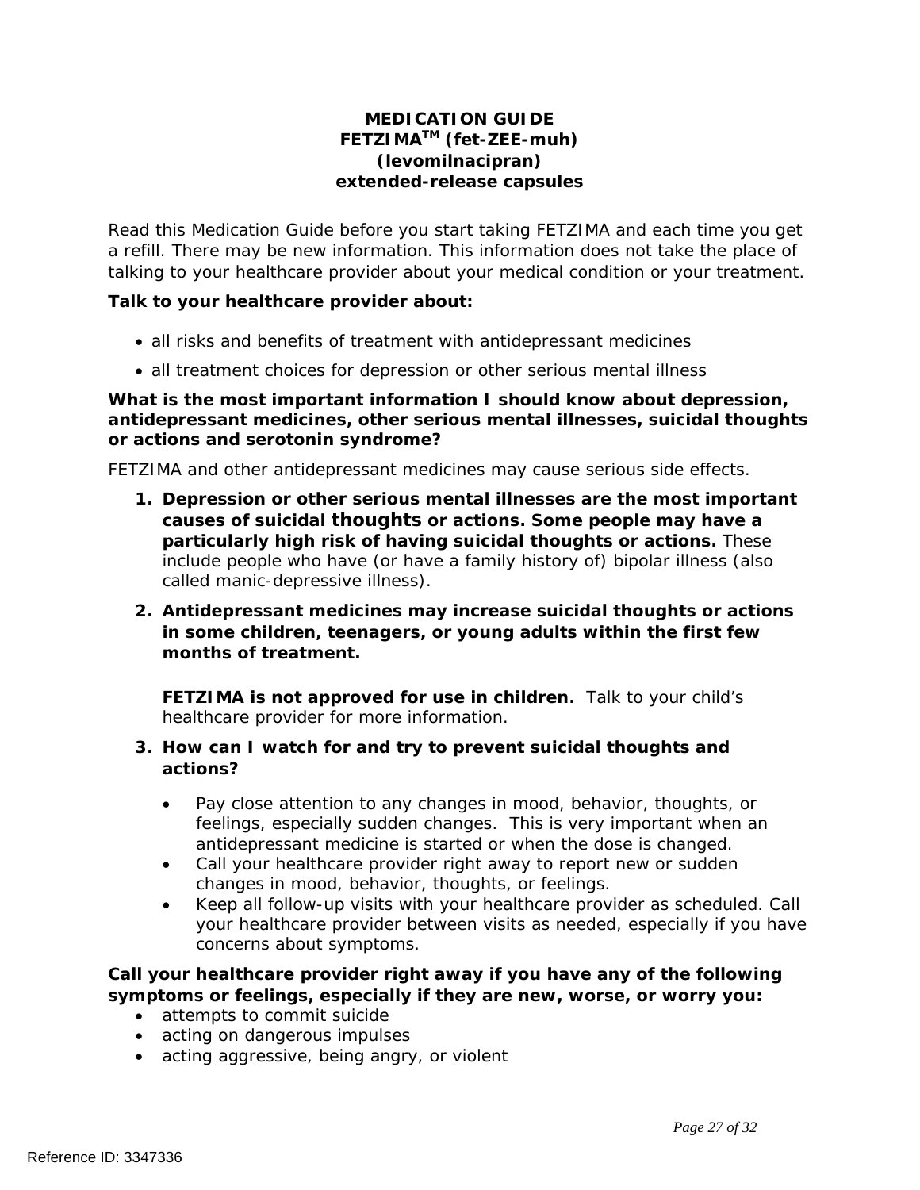# MEDICATION GUIDE
# FETZIMA™ (fet-ZEE-muh)
# (levomilnacipran)
# extended-release capsules

Read this Medication Guide before you start taking FETZIMA and each time you get a refill. There may be new information. This information does not take the place of talking to your healthcare provider about your medical condition or your treatment.

**Talk to your healthcare provider about:**

- all risks and benefits of treatment with antidepressant medicines
- all treatment choices for depression or other serious mental illness

**What is the most important information I should know about depression, antidepressant medicines, other serious mental illnesses, suicidal thoughts or actions and serotonin syndrome?**

FETZIMA and other antidepressant medicines may cause serious side effects.

1. **Depression or other serious mental illnesses are the most important causes of suicidal thoughts or actions. Some people may have a particularly high risk of having suicidal thoughts or actions.** These include people who have (or have a family history of) bipolar illness (also called manic-depressive illness).

2. **Antidepressant medicines may increase suicidal thoughts or actions in some children, teenagers, or young adults within the first few months of treatment.**

   **FETZIMA is not approved for use in children.** Talk to your child's healthcare provider for more information.

3. **How can I watch for and try to prevent suicidal thoughts and actions?**

   - Pay close attention to any changes in mood, behavior, thoughts, or feelings, especially sudden changes. This is very important when an antidepressant medicine is started or when the dose is changed.
   - Call your healthcare provider right away to report new or sudden changes in mood, behavior, thoughts, or feelings.
   - Keep all follow-up visits with your healthcare provider as scheduled. Call your healthcare provider between visits as needed, especially if you have concerns about symptoms.

**Call your healthcare provider right away if you have any of the following symptoms or feelings, especially if they are new, worse, or worry you:**

- attempts to commit suicide
- acting on dangerous impulses
- acting aggressive, being angry, or violent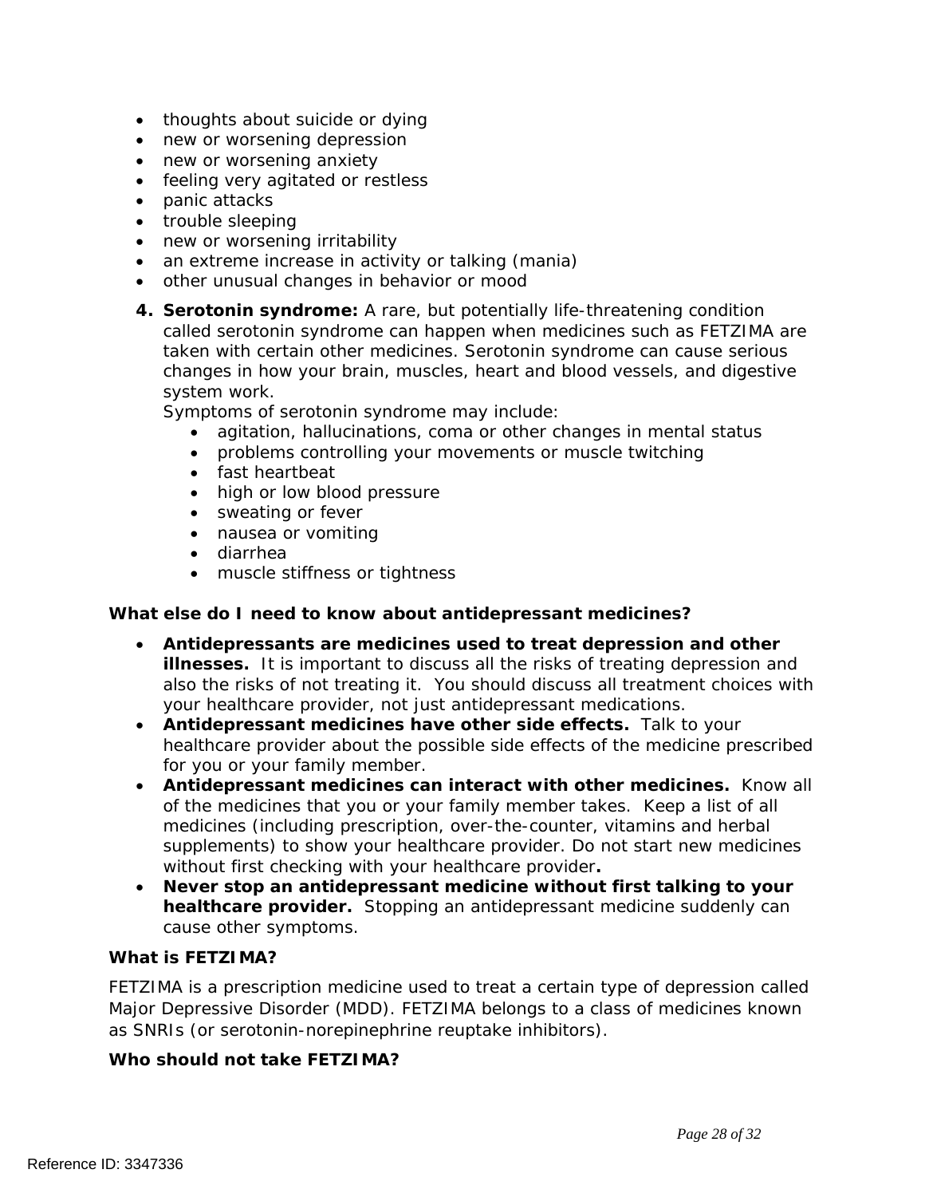- thoughts about suicide or dying
- new or worsening depression
- new or worsening anxiety
- feeling very agitated or restless
- panic attacks
- trouble sleeping
- new or worsening irritability
- an extreme increase in activity or talking (mania)
- other unusual changes in behavior or mood

4. **Serotonin syndrome:** A rare, but potentially life-threatening condition called serotonin syndrome can happen when medicines such as FETZIMA are taken with certain other medicines. Serotonin syndrome can cause serious changes in how your brain, muscles, heart and blood vessels, and digestive system work.
   Symptoms of serotonin syndrome may include:
   - agitation, hallucinations, coma or other changes in mental status
   - problems controlling your movements or muscle twitching
   - fast heartbeat
   - high or low blood pressure
   - sweating or fever
   - nausea or vomiting
   - diarrhea
   - muscle stiffness or tightness

**What else do I need to know about antidepressant medicines?**

- **Antidepressants are medicines used to treat depression and other illnesses.** It is important to discuss all the risks of treating depression and also the risks of not treating it. You should discuss all treatment choices with your healthcare provider, not just antidepressant medications.
- **Antidepressant medicines have other side effects.** Talk to your healthcare provider about the possible side effects of the medicine prescribed for you or your family member.
- **Antidepressant medicines can interact with other medicines.** Know all of the medicines that you or your family member takes. Keep a list of all medicines (including prescription, over-the-counter, vitamins and herbal supplements) to show your healthcare provider. Do not start new medicines without first checking with your healthcare provider**.**
- **Never stop an antidepressant medicine without first talking to your healthcare provider.** Stopping an antidepressant medicine suddenly can cause other symptoms.

**What is FETZIMA?**

FETZIMA is a prescription medicine used to treat a certain type of depression called Major Depressive Disorder (MDD). FETZIMA belongs to a class of medicines known as SNRIs (or serotonin-norepinephrine reuptake inhibitors).

**Who should not take FETZIMA?**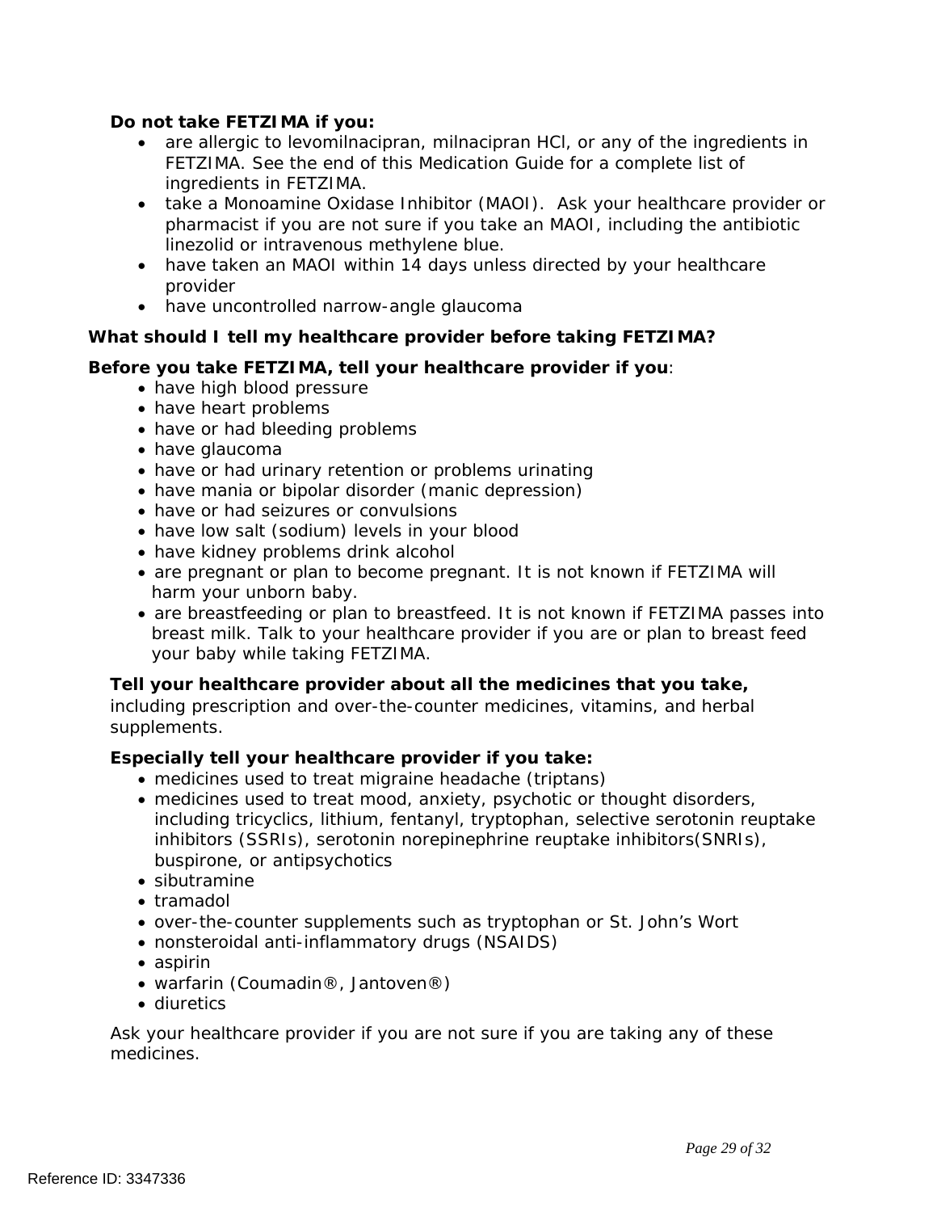**Do not take FETZIMA if you:**

- are allergic to levomilnacipran, milnacipran HCl, or any of the ingredients in FETZIMA. See the end of this Medication Guide for a complete list of ingredients in FETZIMA.
- take a Monoamine Oxidase Inhibitor (MAOI). Ask your healthcare provider or pharmacist if you are not sure if you take an MAOI, including the antibiotic linezolid or intravenous methylene blue.
- have taken an MAOI within 14 days unless directed by your healthcare provider
- have uncontrolled narrow-angle glaucoma

**What should I tell my healthcare provider before taking FETZIMA?**

**Before you take FETZIMA, tell your healthcare provider if you**:

- have high blood pressure
- have heart problems
- have or had bleeding problems
- have glaucoma
- have or had urinary retention or problems urinating
- have mania or bipolar disorder (manic depression)
- have or had seizures or convulsions
- have low salt (sodium) levels in your blood
- have kidney problems drink alcohol
- are pregnant or plan to become pregnant. It is not known if FETZIMA will harm your unborn baby.
- are breastfeeding or plan to breastfeed. It is not known if FETZIMA passes into breast milk. Talk to your healthcare provider if you are or plan to breast feed your baby while taking FETZIMA.

**Tell your healthcare provider about all the medicines that you take,** including prescription and over-the-counter medicines, vitamins, and herbal supplements.

**Especially tell your healthcare provider if you take:**

- medicines used to treat migraine headache (triptans)
- medicines used to treat mood, anxiety, psychotic or thought disorders, including tricyclics, lithium, fentanyl, tryptophan, selective serotonin reuptake inhibitors (SSRIs), serotonin norepinephrine reuptake inhibitors(SNRIs), buspirone, or antipsychotics
- sibutramine
- tramadol
- over-the-counter supplements such as tryptophan or St. John's Wort
- nonsteroidal anti-inflammatory drugs (NSAIDS)
- aspirin
- warfarin (Coumadin®, Jantoven®)
- diuretics

Ask your healthcare provider if you are not sure if you are taking any of these medicines.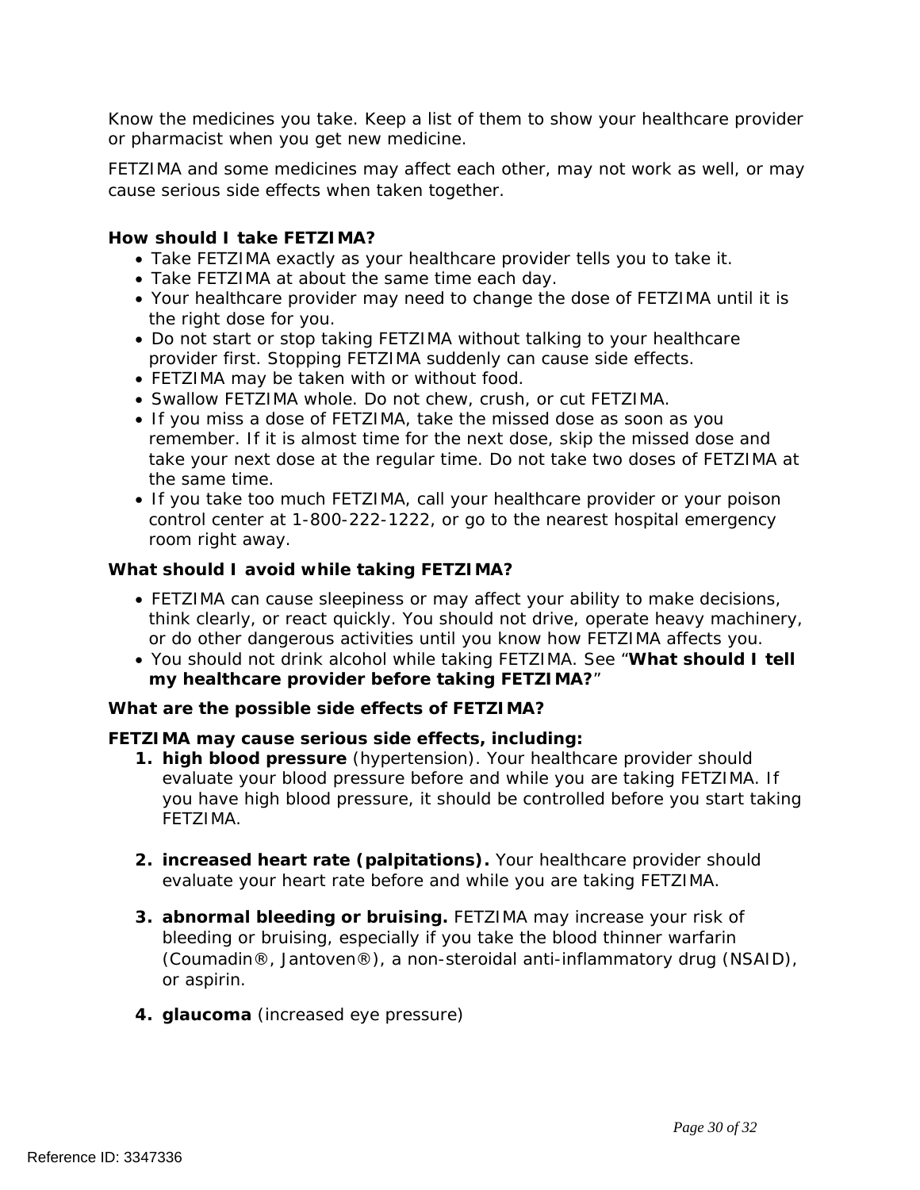Know the medicines you take. Keep a list of them to show your healthcare provider or pharmacist when you get new medicine.

FETZIMA and some medicines may affect each other, may not work as well, or may cause serious side effects when taken together.

**How should I take FETZIMA?**

- Take FETZIMA exactly as your healthcare provider tells you to take it.
- Take FETZIMA at about the same time each day.
- Your healthcare provider may need to change the dose of FETZIMA until it is the right dose for you.
- Do not start or stop taking FETZIMA without talking to your healthcare provider first. Stopping FETZIMA suddenly can cause side effects.
- FETZIMA may be taken with or without food.
- Swallow FETZIMA whole. Do not chew, crush, or cut FETZIMA.
- If you miss a dose of FETZIMA, take the missed dose as soon as you remember. If it is almost time for the next dose, skip the missed dose and take your next dose at the regular time. Do not take two doses of FETZIMA at the same time.
- If you take too much FETZIMA, call your healthcare provider or your poison control center at 1-800-222-1222, or go to the nearest hospital emergency room right away.

**What should I avoid while taking FETZIMA?**

- FETZIMA can cause sleepiness or may affect your ability to make decisions, think clearly, or react quickly. You should not drive, operate heavy machinery, or do other dangerous activities until you know how FETZIMA affects you.
- You should not drink alcohol while taking FETZIMA. See "**What should I tell my healthcare provider before taking FETZIMA?**"

**What are the possible side effects of FETZIMA?**

**FETZIMA may cause serious side effects, including:**

1. **high blood pressure** (hypertension). Your healthcare provider should evaluate your blood pressure before and while you are taking FETZIMA. If you have high blood pressure, it should be controlled before you start taking FETZIMA.

2. **increased heart rate (palpitations).** Your healthcare provider should evaluate your heart rate before and while you are taking FETZIMA.

3. **abnormal bleeding or bruising.** FETZIMA may increase your risk of bleeding or bruising, especially if you take the blood thinner warfarin (Coumadin®, Jantoven®), a non-steroidal anti-inflammatory drug (NSAID), or aspirin.

4. **glaucoma** (increased eye pressure)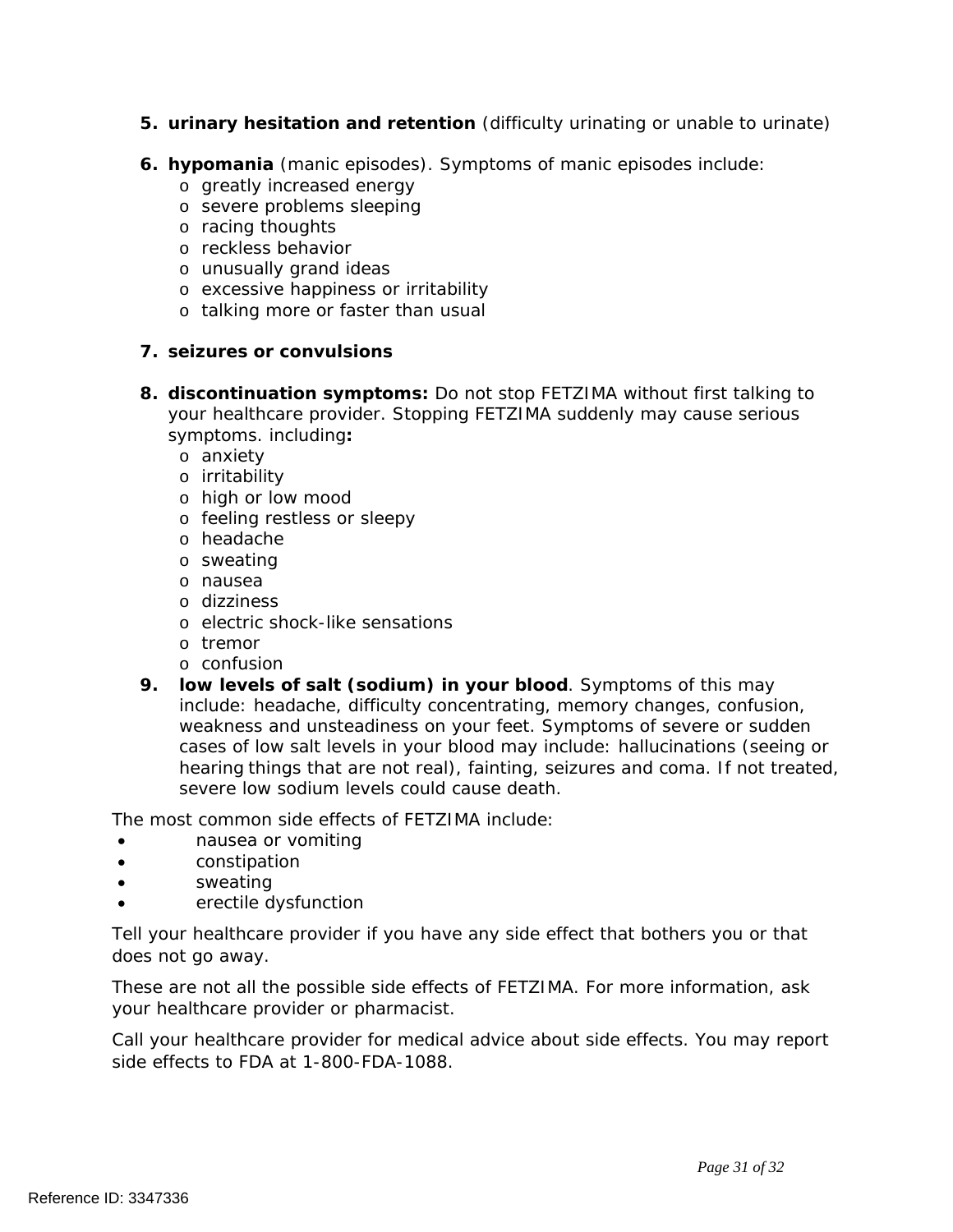5. **urinary hesitation and retention** (difficulty urinating or unable to urinate)

6. **hypomania** (manic episodes). Symptoms of manic episodes include:
   - greatly increased energy
   - severe problems sleeping
   - racing thoughts
   - reckless behavior
   - unusually grand ideas
   - excessive happiness or irritability
   - talking more or faster than usual

7. **seizures or convulsions**

8. **discontinuation symptoms:** Do not stop FETZIMA without first talking to your healthcare provider. Stopping FETZIMA suddenly may cause serious symptoms. including**:**
   - anxiety
   - irritability
   - high or low mood
   - feeling restless or sleepy
   - headache
   - sweating
   - nausea
   - dizziness
   - electric shock-like sensations
   - tremor
   - confusion

9. **low levels of salt (sodium) in your blood**. Symptoms of this may include: headache, difficulty concentrating, memory changes, confusion, weakness and unsteadiness on your feet. Symptoms of severe or sudden cases of low salt levels in your blood may include: hallucinations (seeing or hearing things that are not real), fainting, seizures and coma. If not treated, severe low sodium levels could cause death.

The most common side effects of FETZIMA include:

- nausea or vomiting
- constipation
- sweating
- erectile dysfunction

Tell your healthcare provider if you have any side effect that bothers you or that does not go away.

These are not all the possible side effects of FETZIMA. For more information, ask your healthcare provider or pharmacist.

Call your healthcare provider for medical advice about side effects. You may report side effects to FDA at 1-800-FDA-1088.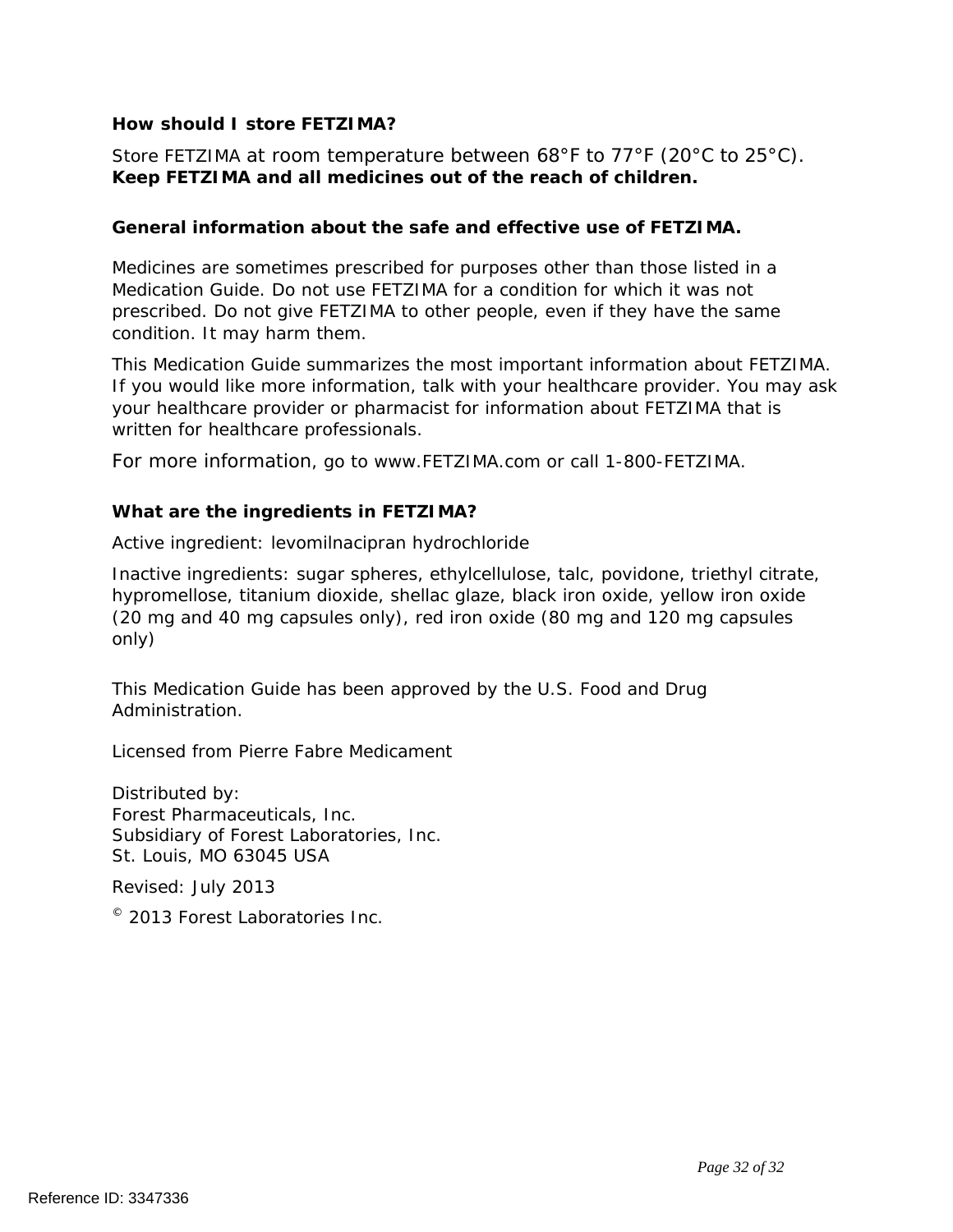**How should I store FETZIMA?**

Store FETZIMA at room temperature between 68°F to 77°F (20°C to 25°C).
**Keep FETZIMA and all medicines out of the reach of children.**

**General information about the safe and effective use of FETZIMA.**

Medicines are sometimes prescribed for purposes other than those listed in a Medication Guide. Do not use FETZIMA for a condition for which it was not prescribed. Do not give FETZIMA to other people, even if they have the same condition. It may harm them.

This Medication Guide summarizes the most important information about FETZIMA. If you would like more information, talk with your healthcare provider. You may ask your healthcare provider or pharmacist for information about FETZIMA that is written for healthcare professionals.

For more information, go to www.FETZIMA.com or call 1-800-FETZIMA.

**What are the ingredients in FETZIMA?**

Active ingredient: levomilnacipran hydrochloride

Inactive ingredients: sugar spheres, ethylcellulose, talc, povidone, triethyl citrate, hypromellose, titanium dioxide, shellac glaze, black iron oxide, yellow iron oxide (20 mg and 40 mg capsules only), red iron oxide (80 mg and 120 mg capsules only)

This Medication Guide has been approved by the U.S. Food and Drug Administration.

Licensed from Pierre Fabre Medicament

Distributed by:
Forest Pharmaceuticals, Inc.
Subsidiary of Forest Laboratories, Inc.
St. Louis, MO 63045 USA

Revised: July 2013

© 2013 Forest Laboratories Inc.

Reference ID: 3347336